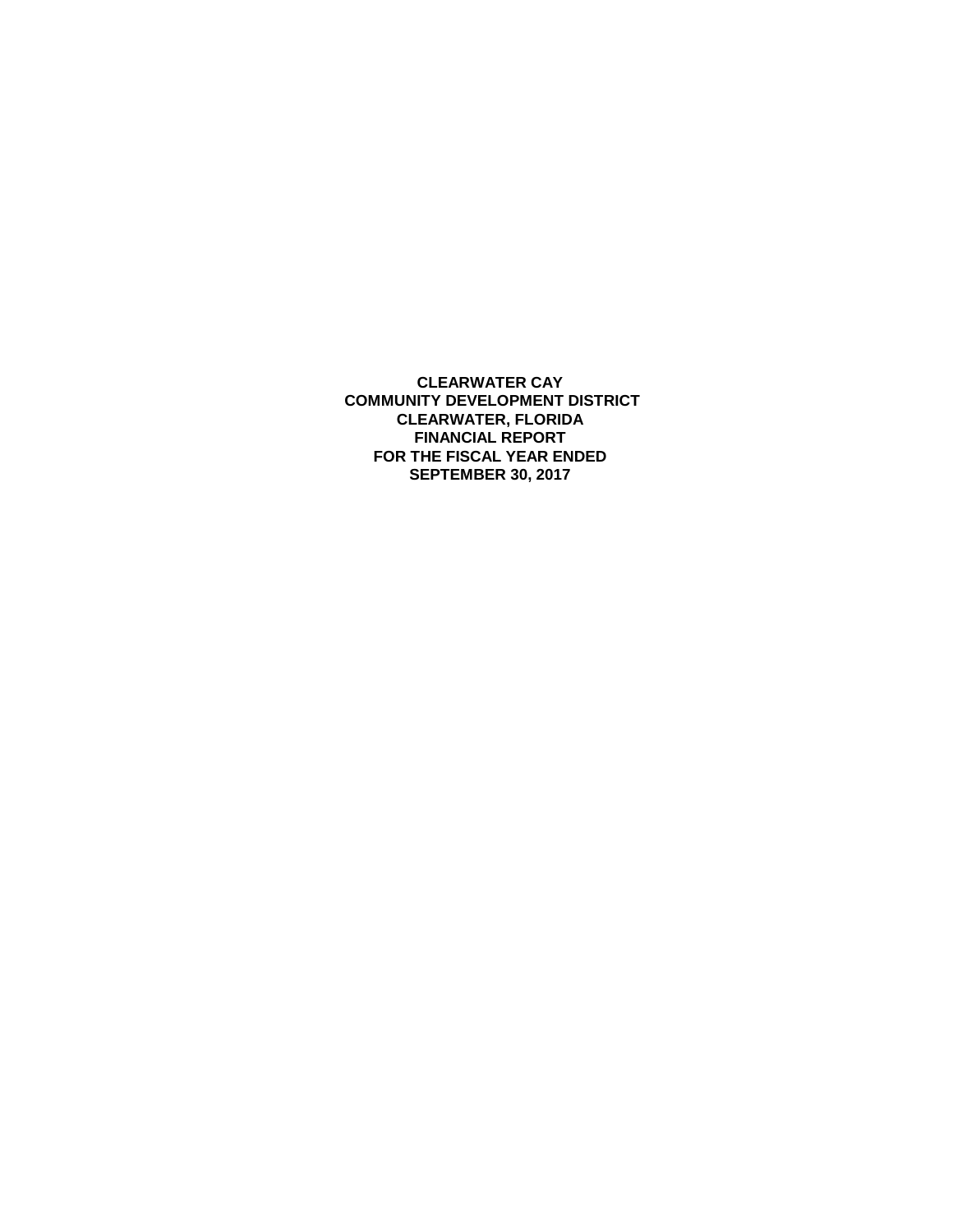**CLEARWATER CAY**
**COMMUNITY DEVELOPMENT DISTRICT**
**CLEARWATER, FLORIDA**
**FINANCIAL REPORT**
**FOR THE FISCAL YEAR ENDED**
**SEPTEMBER 30, 2017**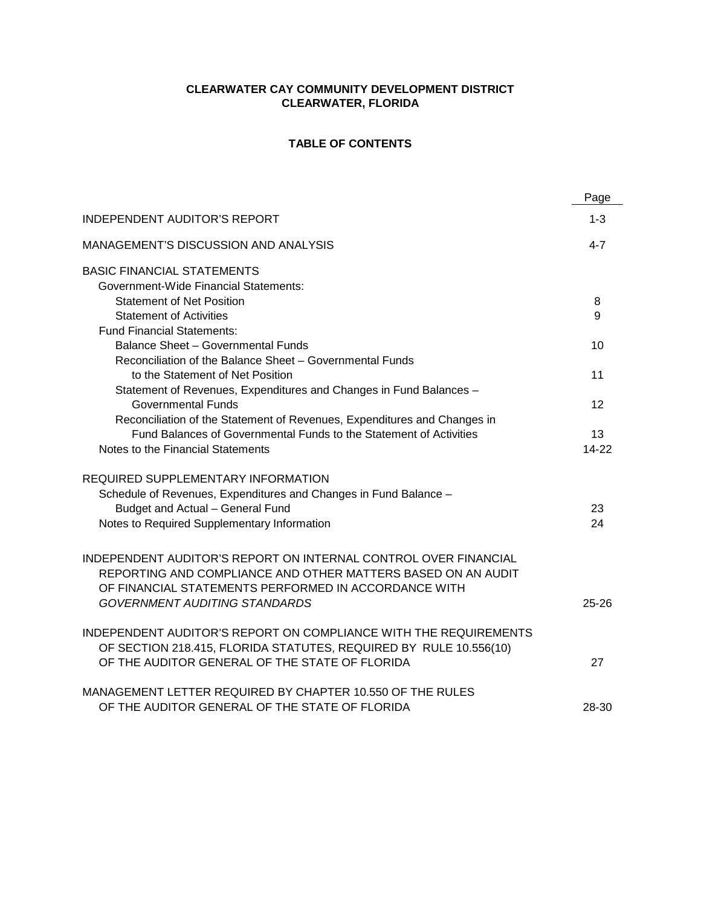**CLEARWATER CAY COMMUNITY DEVELOPMENT DISTRICT**
**CLEARWATER, FLORIDA**

**TABLE OF CONTENTS**

| | Page |
|---|---|
| INDEPENDENT AUDITOR'S REPORT | 1-3 |
| MANAGEMENT'S DISCUSSION AND ANALYSIS | 4-7 |
| BASIC FINANCIAL STATEMENTS | |
| Government-Wide Financial Statements: | |
| Statement of Net Position | 8 |
| Statement of Activities | 9 |
| Fund Financial Statements: | |
| Balance Sheet – Governmental Funds | 10 |
| Reconciliation of the Balance Sheet – Governmental Funds to the Statement of Net Position | 11 |
| Statement of Revenues, Expenditures and Changes in Fund Balances – Governmental Funds | 12 |
| Reconciliation of the Statement of Revenues, Expenditures and Changes in Fund Balances of Governmental Funds to the Statement of Activities | 13 |
| Notes to the Financial Statements | 14-22 |
| REQUIRED SUPPLEMENTARY INFORMATION | |
| Schedule of Revenues, Expenditures and Changes in Fund Balance – Budget and Actual – General Fund | 23 |
| Notes to Required Supplementary Information | 24 |
| INDEPENDENT AUDITOR'S REPORT ON INTERNAL CONTROL OVER FINANCIAL REPORTING AND COMPLIANCE AND OTHER MATTERS BASED ON AN AUDIT OF FINANCIAL STATEMENTS PERFORMED IN ACCORDANCE WITH *GOVERNMENT AUDITING STANDARDS* | 25-26 |
| INDEPENDENT AUDITOR'S REPORT ON COMPLIANCE WITH THE REQUIREMENTS OF SECTION 218.415, FLORIDA STATUTES, REQUIRED BY RULE 10.556(10) OF THE AUDITOR GENERAL OF THE STATE OF FLORIDA | 27 |
| MANAGEMENT LETTER REQUIRED BY CHAPTER 10.550 OF THE RULES OF THE AUDITOR GENERAL OF THE STATE OF FLORIDA | 28-30 |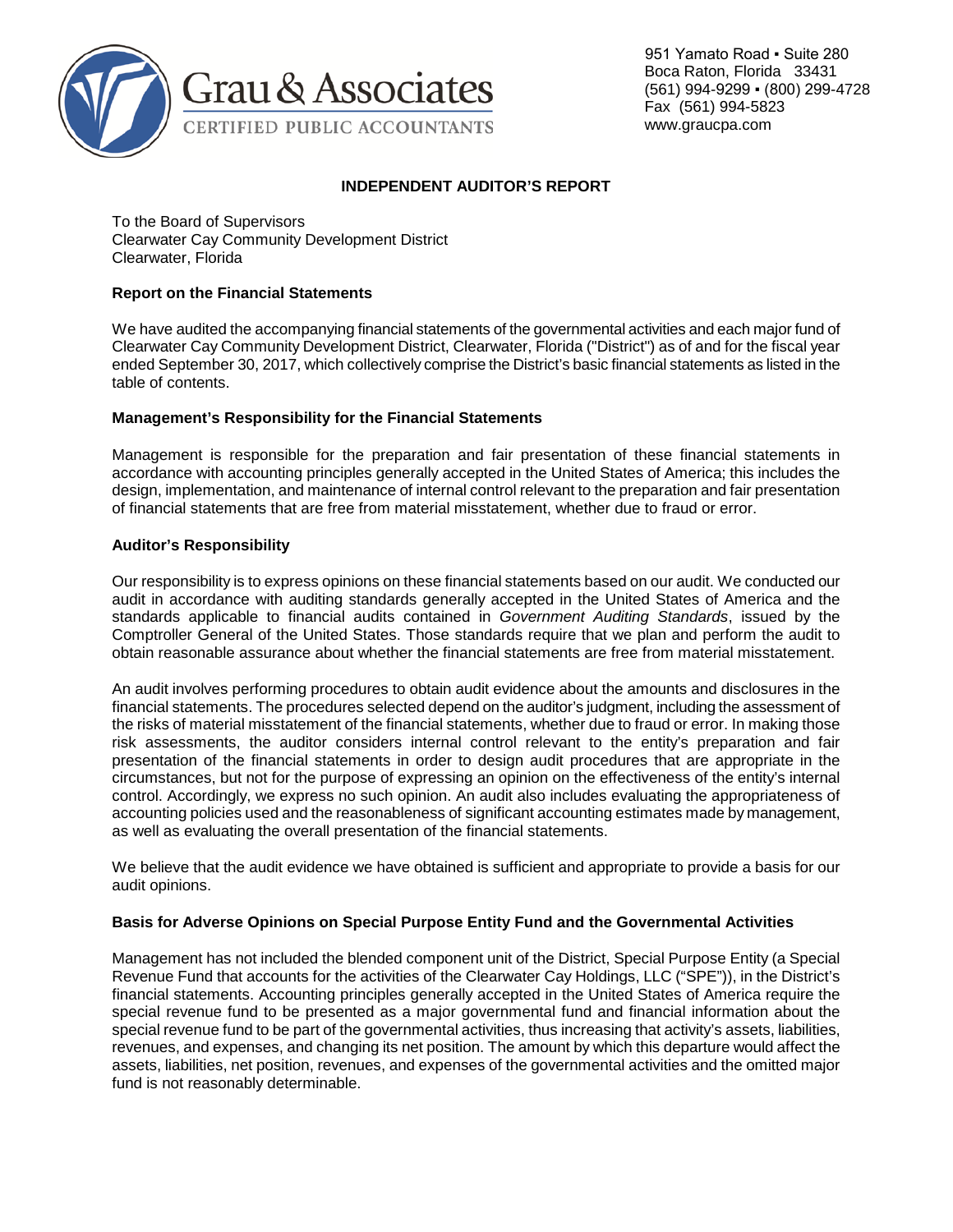Grau & Associates
CERTIFIED PUBLIC ACCOUNTANTS

951 Yamato Road ▪ Suite 280
Boca Raton, Florida 33431
(561) 994-9299 ▪ (800) 299-4728
Fax (561) 994-5823
www.graucpa.com

## INDEPENDENT AUDITOR'S REPORT

To the Board of Supervisors
Clearwater Cay Community Development District
Clearwater, Florida

### Report on the Financial Statements

We have audited the accompanying financial statements of the governmental activities and each major fund of Clearwater Cay Community Development District, Clearwater, Florida ("District") as of and for the fiscal year ended September 30, 2017, which collectively comprise the District's basic financial statements as listed in the table of contents.

### Management's Responsibility for the Financial Statements

Management is responsible for the preparation and fair presentation of these financial statements in accordance with accounting principles generally accepted in the United States of America; this includes the design, implementation, and maintenance of internal control relevant to the preparation and fair presentation of financial statements that are free from material misstatement, whether due to fraud or error.

### Auditor's Responsibility

Our responsibility is to express opinions on these financial statements based on our audit. We conducted our audit in accordance with auditing standards generally accepted in the United States of America and the standards applicable to financial audits contained in *Government Auditing Standards*, issued by the Comptroller General of the United States. Those standards require that we plan and perform the audit to obtain reasonable assurance about whether the financial statements are free from material misstatement.

An audit involves performing procedures to obtain audit evidence about the amounts and disclosures in the financial statements. The procedures selected depend on the auditor's judgment, including the assessment of the risks of material misstatement of the financial statements, whether due to fraud or error. In making those risk assessments, the auditor considers internal control relevant to the entity's preparation and fair presentation of the financial statements in order to design audit procedures that are appropriate in the circumstances, but not for the purpose of expressing an opinion on the effectiveness of the entity's internal control. Accordingly, we express no such opinion. An audit also includes evaluating the appropriateness of accounting policies used and the reasonableness of significant accounting estimates made by management, as well as evaluating the overall presentation of the financial statements.

We believe that the audit evidence we have obtained is sufficient and appropriate to provide a basis for our audit opinions.

### Basis for Adverse Opinions on Special Purpose Entity Fund and the Governmental Activities

Management has not included the blended component unit of the District, Special Purpose Entity (a Special Revenue Fund that accounts for the activities of the Clearwater Cay Holdings, LLC ("SPE")), in the District's financial statements. Accounting principles generally accepted in the United States of America require the special revenue fund to be presented as a major governmental fund and financial information about the special revenue fund to be part of the governmental activities, thus increasing that activity's assets, liabilities, revenues, and expenses, and changing its net position. The amount by which this departure would affect the assets, liabilities, net position, revenues, and expenses of the governmental activities and the omitted major fund is not reasonably determinable.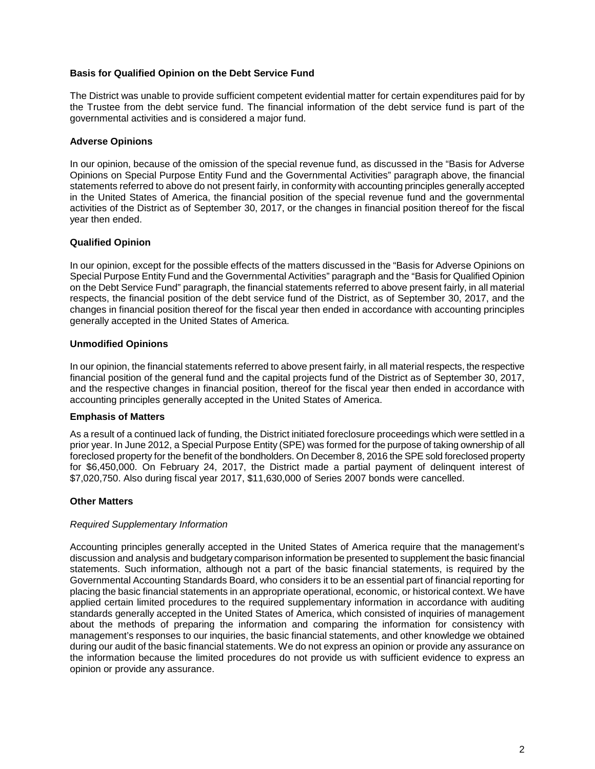### Basis for Qualified Opinion on the Debt Service Fund

The District was unable to provide sufficient competent evidential matter for certain expenditures paid for by the Trustee from the debt service fund. The financial information of the debt service fund is part of the governmental activities and is considered a major fund.

### Adverse Opinions

In our opinion, because of the omission of the special revenue fund, as discussed in the "Basis for Adverse Opinions on Special Purpose Entity Fund and the Governmental Activities" paragraph above, the financial statements referred to above do not present fairly, in conformity with accounting principles generally accepted in the United States of America, the financial position of the special revenue fund and the governmental activities of the District as of September 30, 2017, or the changes in financial position thereof for the fiscal year then ended.

### Qualified Opinion

In our opinion, except for the possible effects of the matters discussed in the "Basis for Adverse Opinions on Special Purpose Entity Fund and the Governmental Activities" paragraph and the "Basis for Qualified Opinion on the Debt Service Fund" paragraph, the financial statements referred to above present fairly, in all material respects, the financial position of the debt service fund of the District, as of September 30, 2017, and the changes in financial position thereof for the fiscal year then ended in accordance with accounting principles generally accepted in the United States of America.

### Unmodified Opinions

In our opinion, the financial statements referred to above present fairly, in all material respects, the respective financial position of the general fund and the capital projects fund of the District as of September 30, 2017, and the respective changes in financial position, thereof for the fiscal year then ended in accordance with accounting principles generally accepted in the United States of America.

### Emphasis of Matters

As a result of a continued lack of funding, the District initiated foreclosure proceedings which were settled in a prior year. In June 2012, a Special Purpose Entity (SPE) was formed for the purpose of taking ownership of all foreclosed property for the benefit of the bondholders. On December 8, 2016 the SPE sold foreclosed property for $6,450,000. On February 24, 2017, the District made a partial payment of delinquent interest of $7,020,750. Also during fiscal year 2017, $11,630,000 of Series 2007 bonds were cancelled.

### Other Matters

*Required Supplementary Information*

Accounting principles generally accepted in the United States of America require that the management's discussion and analysis and budgetary comparison information be presented to supplement the basic financial statements. Such information, although not a part of the basic financial statements, is required by the Governmental Accounting Standards Board, who considers it to be an essential part of financial reporting for placing the basic financial statements in an appropriate operational, economic, or historical context. We have applied certain limited procedures to the required supplementary information in accordance with auditing standards generally accepted in the United States of America, which consisted of inquiries of management about the methods of preparing the information and comparing the information for consistency with management's responses to our inquiries, the basic financial statements, and other knowledge we obtained during our audit of the basic financial statements. We do not express an opinion or provide any assurance on the information because the limited procedures do not provide us with sufficient evidence to express an opinion or provide any assurance.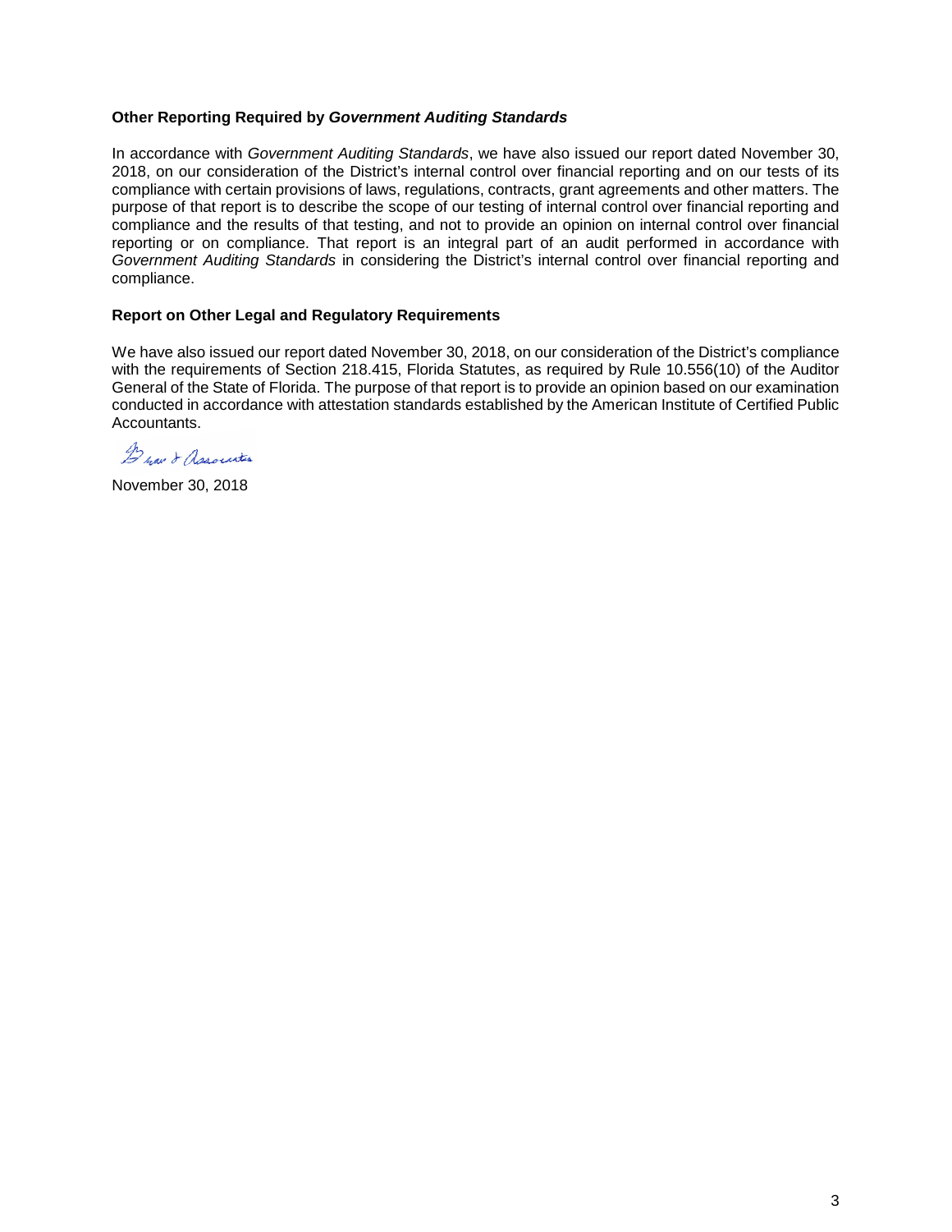**Other Reporting Required by *Government Auditing Standards***

In accordance with *Government Auditing Standards*, we have also issued our report dated November 30, 2018, on our consideration of the District's internal control over financial reporting and on our tests of its compliance with certain provisions of laws, regulations, contracts, grant agreements and other matters. The purpose of that report is to describe the scope of our testing of internal control over financial reporting and compliance and the results of that testing, and not to provide an opinion on internal control over financial reporting or on compliance. That report is an integral part of an audit performed in accordance with *Government Auditing Standards* in considering the District's internal control over financial reporting and compliance.

**Report on Other Legal and Regulatory Requirements**

We have also issued our report dated November 30, 2018, on our consideration of the District's compliance with the requirements of Section 218.415, Florida Statutes, as required by Rule 10.556(10) of the Auditor General of the State of Florida. The purpose of that report is to provide an opinion based on our examination conducted in accordance with attestation standards established by the American Institute of Certified Public Accountants.

Grau & Associates

November 30, 2018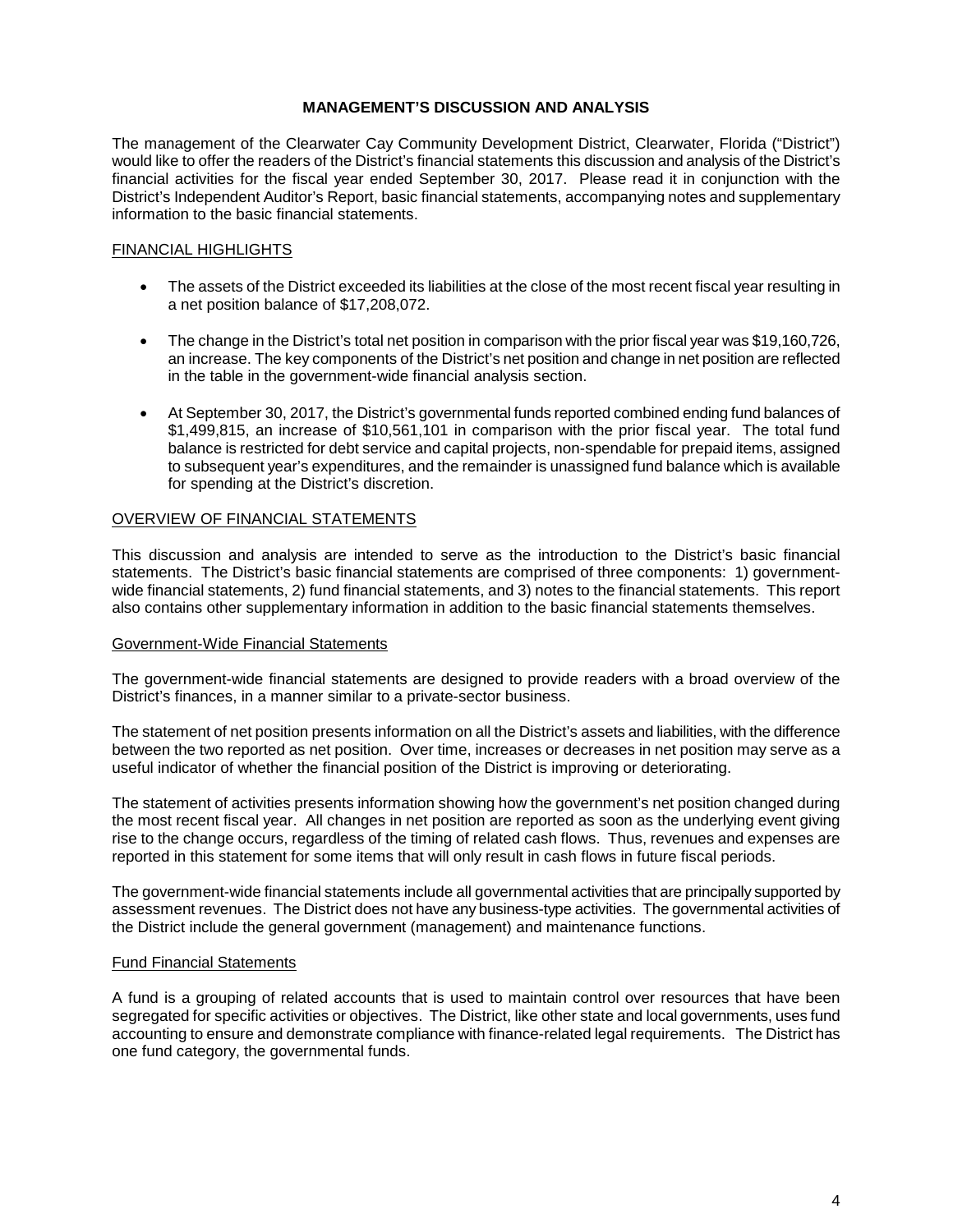# MANAGEMENT'S DISCUSSION AND ANALYSIS

The management of the Clearwater Cay Community Development District, Clearwater, Florida ("District") would like to offer the readers of the District's financial statements this discussion and analysis of the District's financial activities for the fiscal year ended September 30, 2017. Please read it in conjunction with the District's Independent Auditor's Report, basic financial statements, accompanying notes and supplementary information to the basic financial statements.

## FINANCIAL HIGHLIGHTS

- The assets of the District exceeded its liabilities at the close of the most recent fiscal year resulting in a net position balance of $17,208,072.
- The change in the District's total net position in comparison with the prior fiscal year was $19,160,726, an increase. The key components of the District's net position and change in net position are reflected in the table in the government-wide financial analysis section.
- At September 30, 2017, the District's governmental funds reported combined ending fund balances of $1,499,815, an increase of $10,561,101 in comparison with the prior fiscal year. The total fund balance is restricted for debt service and capital projects, non-spendable for prepaid items, assigned to subsequent year's expenditures, and the remainder is unassigned fund balance which is available for spending at the District's discretion.

## OVERVIEW OF FINANCIAL STATEMENTS

This discussion and analysis are intended to serve as the introduction to the District's basic financial statements. The District's basic financial statements are comprised of three components: 1) government-wide financial statements, 2) fund financial statements, and 3) notes to the financial statements. This report also contains other supplementary information in addition to the basic financial statements themselves.

### Government-Wide Financial Statements

The government-wide financial statements are designed to provide readers with a broad overview of the District's finances, in a manner similar to a private-sector business.

The statement of net position presents information on all the District's assets and liabilities, with the difference between the two reported as net position. Over time, increases or decreases in net position may serve as a useful indicator of whether the financial position of the District is improving or deteriorating.

The statement of activities presents information showing how the government's net position changed during the most recent fiscal year. All changes in net position are reported as soon as the underlying event giving rise to the change occurs, regardless of the timing of related cash flows. Thus, revenues and expenses are reported in this statement for some items that will only result in cash flows in future fiscal periods.

The government-wide financial statements include all governmental activities that are principally supported by assessment revenues. The District does not have any business-type activities. The governmental activities of the District include the general government (management) and maintenance functions.

### Fund Financial Statements

A fund is a grouping of related accounts that is used to maintain control over resources that have been segregated for specific activities or objectives. The District, like other state and local governments, uses fund accounting to ensure and demonstrate compliance with finance-related legal requirements. The District has one fund category, the governmental funds.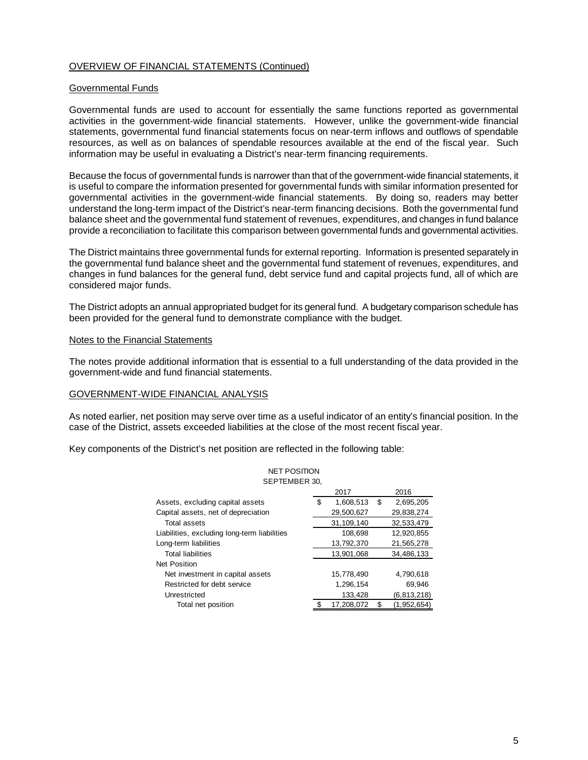## OVERVIEW OF FINANCIAL STATEMENTS (Continued)

### Governmental Funds

Governmental funds are used to account for essentially the same functions reported as governmental activities in the government-wide financial statements. However, unlike the government-wide financial statements, governmental fund financial statements focus on near-term inflows and outflows of spendable resources, as well as on balances of spendable resources available at the end of the fiscal year. Such information may be useful in evaluating a District's near-term financing requirements.

Because the focus of governmental funds is narrower than that of the government-wide financial statements, it is useful to compare the information presented for governmental funds with similar information presented for governmental activities in the government-wide financial statements. By doing so, readers may better understand the long-term impact of the District's near-term financing decisions. Both the governmental fund balance sheet and the governmental fund statement of revenues, expenditures, and changes in fund balance provide a reconciliation to facilitate this comparison between governmental funds and governmental activities.

The District maintains three governmental funds for external reporting. Information is presented separately in the governmental fund balance sheet and the governmental fund statement of revenues, expenditures, and changes in fund balances for the general fund, debt service fund and capital projects fund, all of which are considered major funds.

The District adopts an annual appropriated budget for its general fund. A budgetary comparison schedule has been provided for the general fund to demonstrate compliance with the budget.

### Notes to the Financial Statements

The notes provide additional information that is essential to a full understanding of the data provided in the government-wide and fund financial statements.

## GOVERNMENT-WIDE FINANCIAL ANALYSIS

As noted earlier, net position may serve over time as a useful indicator of an entity's financial position. In the case of the District, assets exceeded liabilities at the close of the most recent fiscal year.

Key components of the District's net position are reflected in the following table:

NET POSITION
SEPTEMBER 30,

| | 2017 | 2016 |
|---|---|---|
| Assets, excluding capital assets | $ 1,608,513 | $ 2,695,205 |
| Capital assets, net of depreciation | 29,500,627 | 29,838,274 |
| Total assets | 31,109,140 | 32,533,479 |
| Liabilities, excluding long-term liabilities | 108,698 | 12,920,855 |
| Long-term liabilities | 13,792,370 | 21,565,278 |
| Total liabilities | 13,901,068 | 34,486,133 |
| Net Position | | |
| Net investment in capital assets | 15,778,490 | 4,790,618 |
| Restricted for debt service | 1,296,154 | 69,946 |
| Unrestricted | 133,428 | (6,813,218) |
| Total net position | $ 17,208,072 | $ (1,952,654) |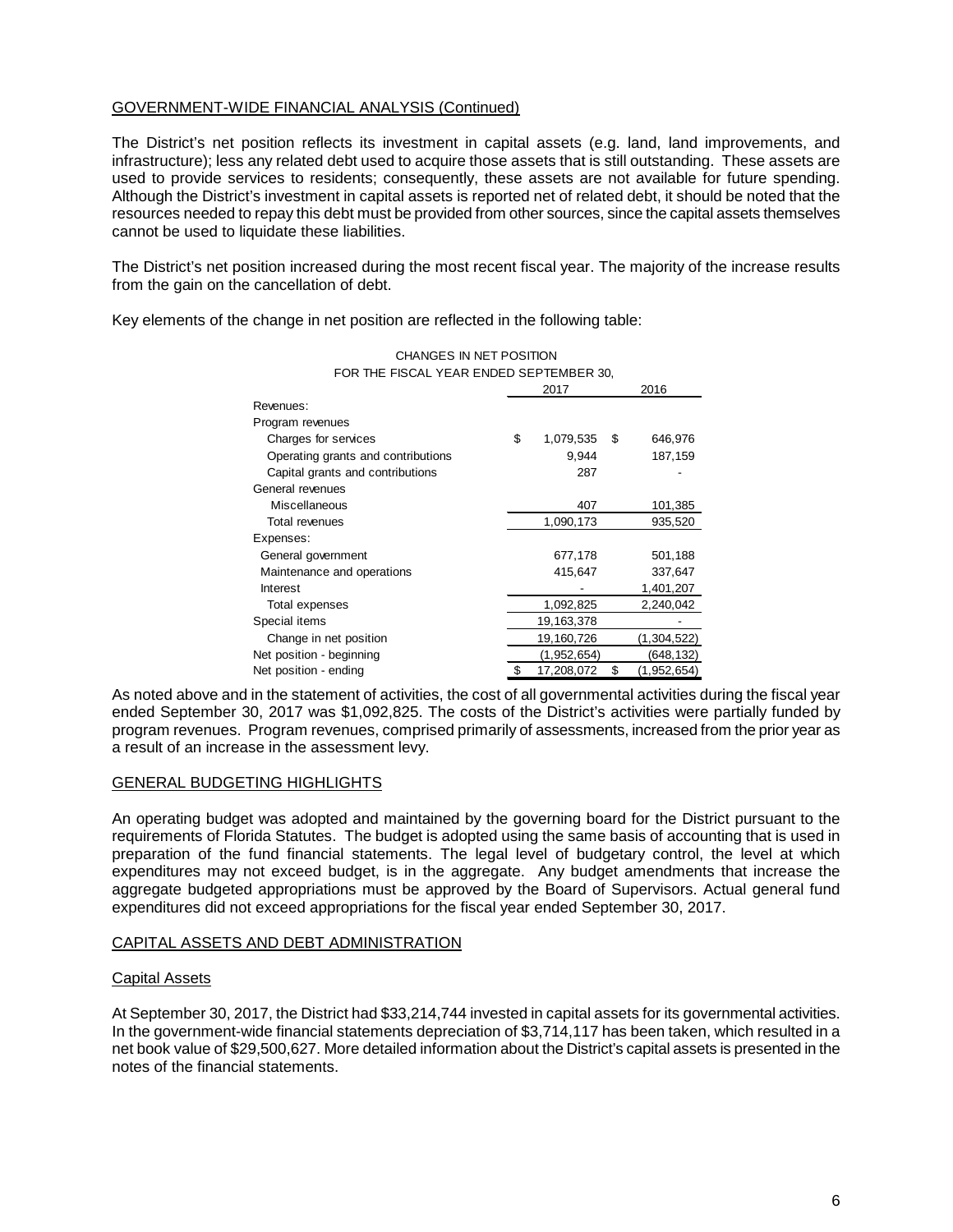GOVERNMENT-WIDE FINANCIAL ANALYSIS (Continued)

The District's net position reflects its investment in capital assets (e.g. land, land improvements, and infrastructure); less any related debt used to acquire those assets that is still outstanding. These assets are used to provide services to residents; consequently, these assets are not available for future spending. Although the District's investment in capital assets is reported net of related debt, it should be noted that the resources needed to repay this debt must be provided from other sources, since the capital assets themselves cannot be used to liquidate these liabilities.

The District's net position increased during the most recent fiscal year. The majority of the increase results from the gain on the cancellation of debt.

Key elements of the change in net position are reflected in the following table:

CHANGES IN NET POSITION
FOR THE FISCAL YEAR ENDED SEPTEMBER 30,

| | 2017 | 2016 |
|---|---|---|
| Revenues: | | |
| Program revenues | | |
| Charges for services | $ 1,079,535 | $ 646,976 |
| Operating grants and contributions | 9,944 | 187,159 |
| Capital grants and contributions | 287 | - |
| General revenues | | |
| Miscellaneous | 407 | 101,385 |
| Total revenues | 1,090,173 | 935,520 |
| Expenses: | | |
| General government | 677,178 | 501,188 |
| Maintenance and operations | 415,647 | 337,647 |
| Interest | - | 1,401,207 |
| Total expenses | 1,092,825 | 2,240,042 |
| Special items | 19,163,378 | - |
| Change in net position | 19,160,726 | (1,304,522) |
| Net position - beginning | (1,952,654) | (648,132) |
| Net position - ending | $ 17,208,072 | $ (1,952,654) |

As noted above and in the statement of activities, the cost of all governmental activities during the fiscal year ended September 30, 2017 was $1,092,825. The costs of the District's activities were partially funded by program revenues. Program revenues, comprised primarily of assessments, increased from the prior year as a result of an increase in the assessment levy.

GENERAL BUDGETING HIGHLIGHTS

An operating budget was adopted and maintained by the governing board for the District pursuant to the requirements of Florida Statutes. The budget is adopted using the same basis of accounting that is used in preparation of the fund financial statements. The legal level of budgetary control, the level at which expenditures may not exceed budget, is in the aggregate. Any budget amendments that increase the aggregate budgeted appropriations must be approved by the Board of Supervisors. Actual general fund expenditures did not exceed appropriations for the fiscal year ended September 30, 2017.

CAPITAL ASSETS AND DEBT ADMINISTRATION

Capital Assets

At September 30, 2017, the District had $33,214,744 invested in capital assets for its governmental activities. In the government-wide financial statements depreciation of $3,714,117 has been taken, which resulted in a net book value of $29,500,627. More detailed information about the District's capital assets is presented in the notes of the financial statements.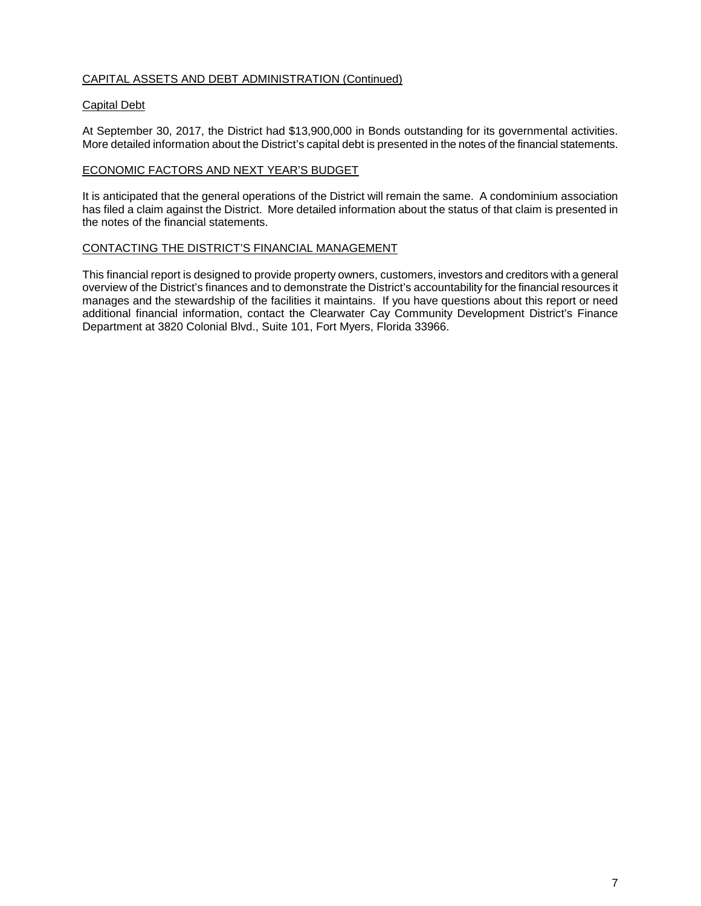## CAPITAL ASSETS AND DEBT ADMINISTRATION (Continued)

### Capital Debt

At September 30, 2017, the District had $13,900,000 in Bonds outstanding for its governmental activities. More detailed information about the District's capital debt is presented in the notes of the financial statements.

## ECONOMIC FACTORS AND NEXT YEAR'S BUDGET

It is anticipated that the general operations of the District will remain the same. A condominium association has filed a claim against the District. More detailed information about the status of that claim is presented in the notes of the financial statements.

## CONTACTING THE DISTRICT'S FINANCIAL MANAGEMENT

This financial report is designed to provide property owners, customers, investors and creditors with a general overview of the District's finances and to demonstrate the District's accountability for the financial resources it manages and the stewardship of the facilities it maintains. If you have questions about this report or need additional financial information, contact the Clearwater Cay Community Development District's Finance Department at 3820 Colonial Blvd., Suite 101, Fort Myers, Florida 33966.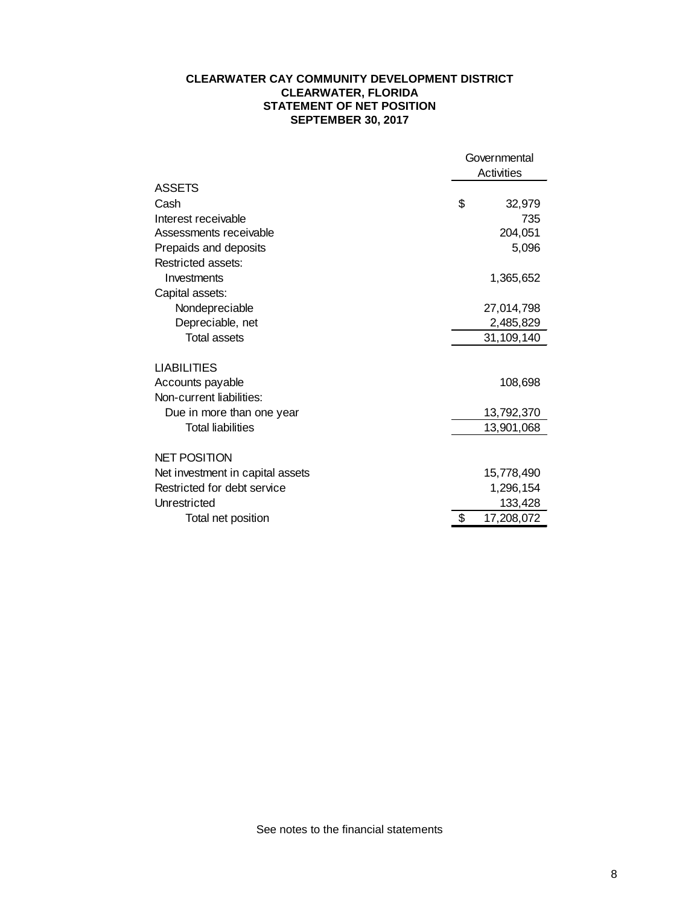**CLEARWATER CAY COMMUNITY DEVELOPMENT DISTRICT**
**CLEARWATER, FLORIDA**
**STATEMENT OF NET POSITION**
**SEPTEMBER 30, 2017**

| | Governmental Activities |
|---|---|
| ASSETS | |
| Cash | $ 32,979 |
| Interest receivable | 735 |
| Assessments receivable | 204,051 |
| Prepaids and deposits | 5,096 |
| Restricted assets: | |
| Investments | 1,365,652 |
| Capital assets: | |
| Nondepreciable | 27,014,798 |
| Depreciable, net | 2,485,829 |
| Total assets | 31,109,140 |
| | |
| LIABILITIES | |
| Accounts payable | 108,698 |
| Non-current liabilities: | |
| Due in more than one year | 13,792,370 |
| Total liabilities | 13,901,068 |
| | |
| NET POSITION | |
| Net investment in capital assets | 15,778,490 |
| Restricted for debt service | 1,296,154 |
| Unrestricted | 133,428 |
| Total net position | $ 17,208,072 |

See notes to the financial statements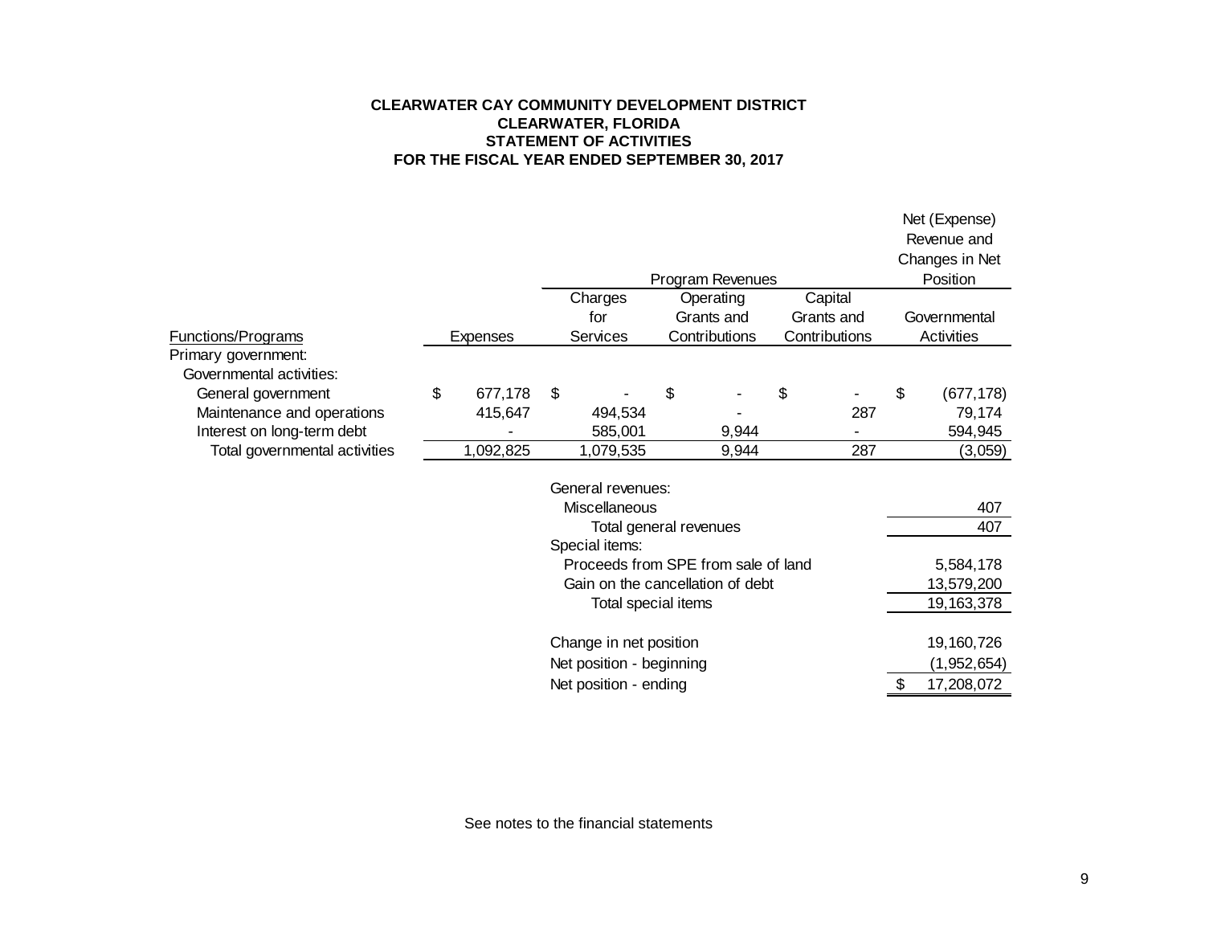**CLEARWATER CAY COMMUNITY DEVELOPMENT DISTRICT**
**CLEARWATER, FLORIDA**
**STATEMENT OF ACTIVITIES**
**FOR THE FISCAL YEAR ENDED SEPTEMBER 30, 2017**

| Functions/Programs | Expenses | Program Revenues | | | Net (Expense) Revenue and Changes in Net Position |
|---|---|---|---|---|---|
| | | Charges for Services | Operating Grants and Contributions | Capital Grants and Contributions | Governmental Activities |
| Primary government: | | | | | |
| Governmental activities: | | | | | |
| General government | $ 677,178 | $ - | $ - | $ - | $ (677,178) |
| Maintenance and operations | 415,647 | 494,534 | - | 287 | 79,174 |
| Interest on long-term debt | - | 585,001 | 9,944 | - | 594,945 |
| Total governmental activities | 1,092,825 | 1,079,535 | 9,944 | 287 | (3,059) |
| | | General revenues: | | | |
| | | Miscellaneous | | | 407 |
| | | Total general revenues | | | 407 |
| | | Special items: | | | |
| | | Proceeds from SPE from sale of land | | | 5,584,178 |
| | | Gain on the cancellation of debt | | | 13,579,200 |
| | | Total special items | | | 19,163,378 |
| | | Change in net position | | | 19,160,726 |
| | | Net position - beginning | | | (1,952,654) |
| | | Net position - ending | | | $ 17,208,072 |

See notes to the financial statements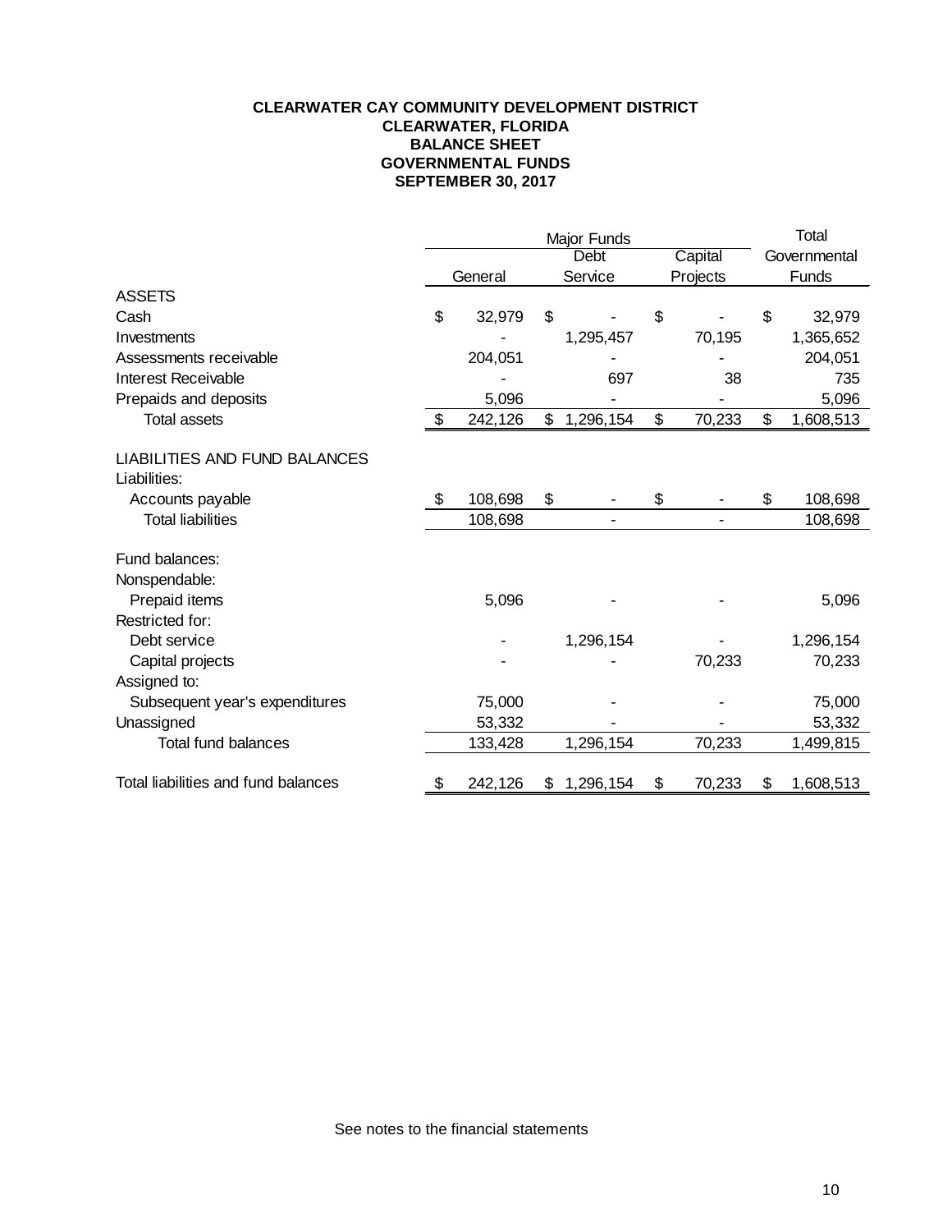**CLEARWATER CAY COMMUNITY DEVELOPMENT DISTRICT**
**CLEARWATER, FLORIDA**
**BALANCE SHEET**
**GOVERNMENTAL FUNDS**
**SEPTEMBER 30, 2017**

| | Major Funds | | | Total |
|---|---|---|---|---|
| | General | Debt Service | Capital Projects | Governmental Funds |
| **ASSETS** | | | | |
| Cash | $ 32,979 | $ - | $ - | $ 32,979 |
| Investments | - | 1,295,457 | 70,195 | 1,365,652 |
| Assessments receivable | 204,051 | - | - | 204,051 |
| Interest Receivable | - | 697 | 38 | 735 |
| Prepaids and deposits | 5,096 | - | - | 5,096 |
| Total assets | $ 242,126 | $ 1,296,154 | $ 70,233 | $ 1,608,513 |
| | | | | |
| **LIABILITIES AND FUND BALANCES** | | | | |
| Liabilities: | | | | |
| Accounts payable | $ 108,698 | $ - | $ - | $ 108,698 |
| Total liabilities | 108,698 | - | - | 108,698 |
| | | | | |
| Fund balances: | | | | |
| Nonspendable: | | | | |
| Prepaid items | 5,096 | - | - | 5,096 |
| Restricted for: | | | | |
| Debt service | - | 1,296,154 | - | 1,296,154 |
| Capital projects | - | - | 70,233 | 70,233 |
| Assigned to: | | | | |
| Subsequent year's expenditures | 75,000 | - | - | 75,000 |
| Unassigned | 53,332 | - | - | 53,332 |
| Total fund balances | 133,428 | 1,296,154 | 70,233 | 1,499,815 |
| | | | | |
| Total liabilities and fund balances | $ 242,126 | $ 1,296,154 | $ 70,233 | $ 1,608,513 |

See notes to the financial statements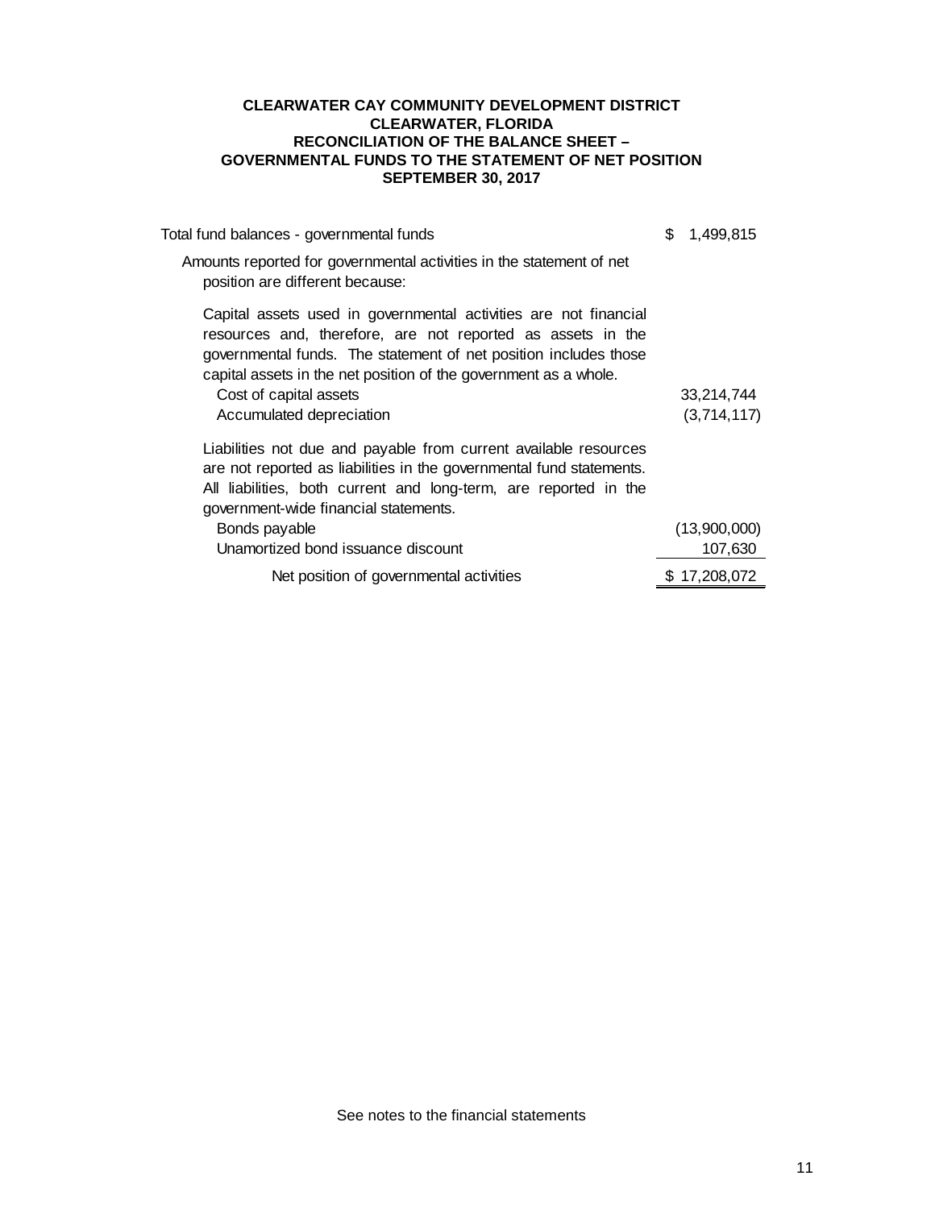# CLEARWATER CAY COMMUNITY DEVELOPMENT DISTRICT
## CLEARWATER, FLORIDA
## RECONCILIATION OF THE BALANCE SHEET – GOVERNMENTAL FUNDS TO THE STATEMENT OF NET POSITION
## SEPTEMBER 30, 2017

| | |
|---|---|
| Total fund balances - governmental funds | $ 1,499,815 |
| Amounts reported for governmental activities in the statement of net position are different because: | |
| Capital assets used in governmental activities are not financial resources and, therefore, are not reported as assets in the governmental funds. The statement of net position includes those capital assets in the net position of the government as a whole. | |
| Cost of capital assets | 33,214,744 |
| Accumulated depreciation | (3,714,117) |
| Liabilities not due and payable from current available resources are not reported as liabilities in the governmental fund statements. All liabilities, both current and long-term, are reported in the government-wide financial statements. | |
| Bonds payable | (13,900,000) |
| Unamortized bond issuance discount | 107,630 |
| Net position of governmental activities | $ 17,208,072 |

See notes to the financial statements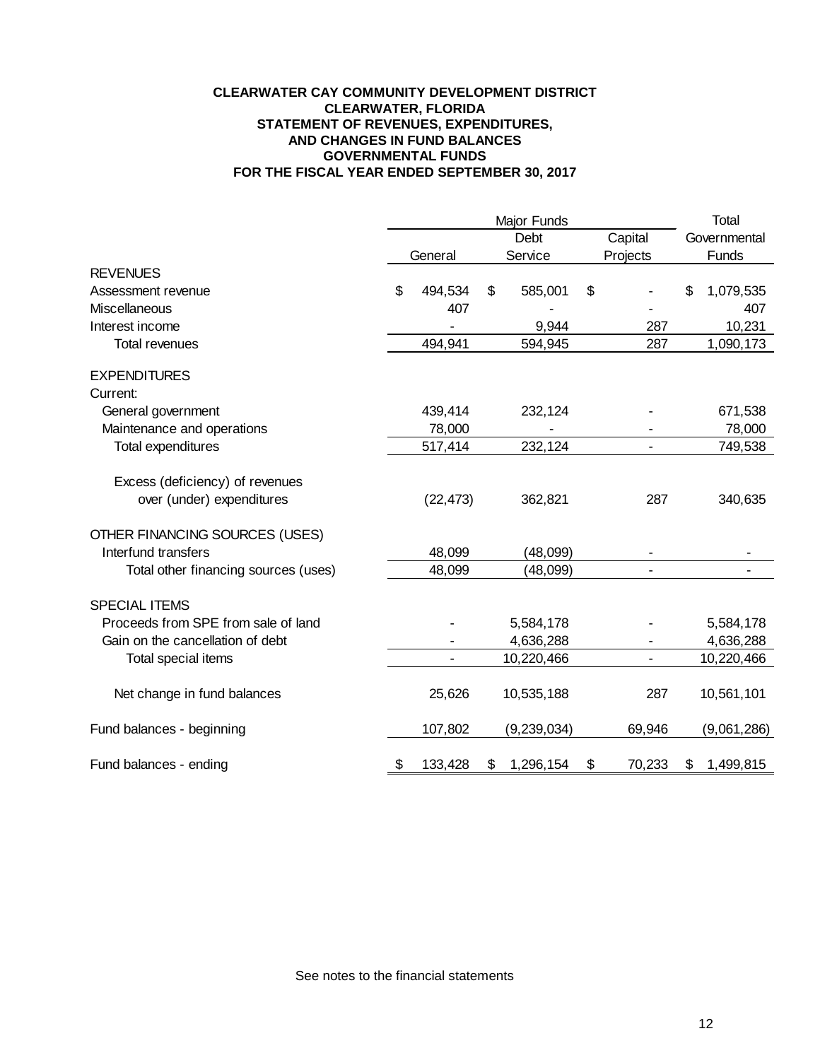# CLEARWATER CAY COMMUNITY DEVELOPMENT DISTRICT
## CLEARWATER, FLORIDA
## STATEMENT OF REVENUES, EXPENDITURES, AND CHANGES IN FUND BALANCES
## GOVERNMENTAL FUNDS
## FOR THE FISCAL YEAR ENDED SEPTEMBER 30, 2017

| | Major Funds | | | Total |
|---|---|---|---|---|
| | General | Debt Service | Capital Projects | Total Governmental Funds |
| **REVENUES** | | | | |
| Assessment revenue | $ 494,534 | $ 585,001 | $ - | $ 1,079,535 |
| Miscellaneous | 407 | - | - | 407 |
| Interest income | - | 9,944 | 287 | 10,231 |
| Total revenues | 494,941 | 594,945 | 287 | 1,090,173 |
| **EXPENDITURES** | | | | |
| Current: | | | | |
| General government | 439,414 | 232,124 | - | 671,538 |
| Maintenance and operations | 78,000 | - | - | 78,000 |
| Total expenditures | 517,414 | 232,124 | - | 749,538 |
| Excess (deficiency) of revenues over (under) expenditures | (22,473) | 362,821 | 287 | 340,635 |
| **OTHER FINANCING SOURCES (USES)** | | | | |
| Interfund transfers | 48,099 | (48,099) | - | - |
| Total other financing sources (uses) | 48,099 | (48,099) | - | - |
| **SPECIAL ITEMS** | | | | |
| Proceeds from SPE from sale of land | - | 5,584,178 | - | 5,584,178 |
| Gain on the cancellation of debt | - | 4,636,288 | - | 4,636,288 |
| Total special items | - | 10,220,466 | - | 10,220,466 |
| Net change in fund balances | 25,626 | 10,535,188 | 287 | 10,561,101 |
| Fund balances - beginning | 107,802 | (9,239,034) | 69,946 | (9,061,286) |
| Fund balances - ending | $ 133,428 | $ 1,296,154 | $ 70,233 | $ 1,499,815 |

See notes to the financial statements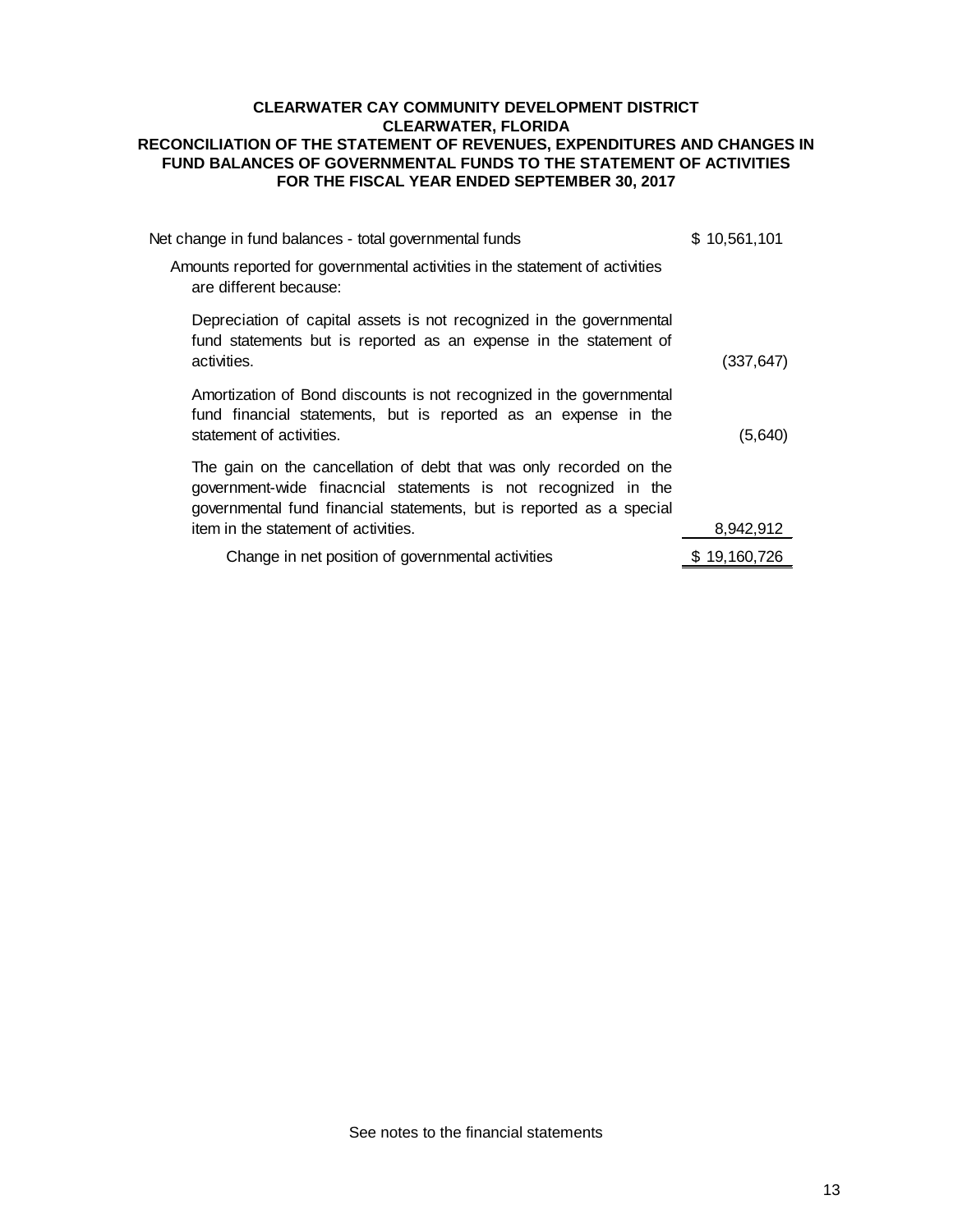**CLEARWATER CAY COMMUNITY DEVELOPMENT DISTRICT**
**CLEARWATER, FLORIDA**
**RECONCILIATION OF THE STATEMENT OF REVENUES, EXPENDITURES AND CHANGES IN FUND BALANCES OF GOVERNMENTAL FUNDS TO THE STATEMENT OF ACTIVITIES**
**FOR THE FISCAL YEAR ENDED SEPTEMBER 30, 2017**

| | |
|---|---|
| Net change in fund balances - total governmental funds | $ 10,561,101 |
| Amounts reported for governmental activities in the statement of activities are different because: | |
| Depreciation of capital assets is not recognized in the governmental fund statements but is reported as an expense in the statement of activities. | (337,647) |
| Amortization of Bond discounts is not recognized in the governmental fund financial statements, but is reported as an expense in the statement of activities. | (5,640) |
| The gain on the cancellation of debt that was only recorded on the government-wide finacncial statements is not recognized in the governmental fund financial statements, but is reported as a special item in the statement of activities. | 8,942,912 |
| Change in net position of governmental activities | $ 19,160,726 |

See notes to the financial statements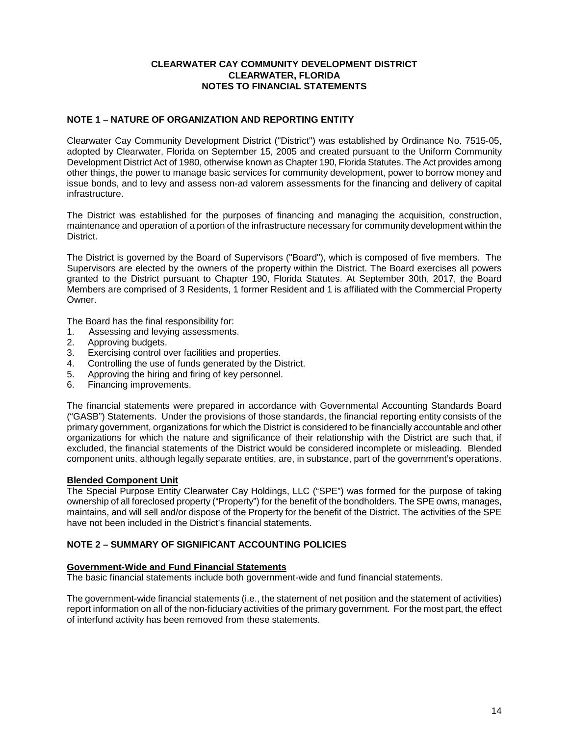# CLEARWATER CAY COMMUNITY DEVELOPMENT DISTRICT
## CLEARWATER, FLORIDA
## NOTES TO FINANCIAL STATEMENTS

### NOTE 1 – NATURE OF ORGANIZATION AND REPORTING ENTITY

Clearwater Cay Community Development District ("District") was established by Ordinance No. 7515-05, adopted by Clearwater, Florida on September 15, 2005 and created pursuant to the Uniform Community Development District Act of 1980, otherwise known as Chapter 190, Florida Statutes. The Act provides among other things, the power to manage basic services for community development, power to borrow money and issue bonds, and to levy and assess non-ad valorem assessments for the financing and delivery of capital infrastructure.

The District was established for the purposes of financing and managing the acquisition, construction, maintenance and operation of a portion of the infrastructure necessary for community development within the District.

The District is governed by the Board of Supervisors ("Board"), which is composed of five members. The Supervisors are elected by the owners of the property within the District. The Board exercises all powers granted to the District pursuant to Chapter 190, Florida Statutes. At September 30th, 2017, the Board Members are comprised of 3 Residents, 1 former Resident and 1 is affiliated with the Commercial Property Owner.

The Board has the final responsibility for:

1. Assessing and levying assessments.
2. Approving budgets.
3. Exercising control over facilities and properties.
4. Controlling the use of funds generated by the District.
5. Approving the hiring and firing of key personnel.
6. Financing improvements.

The financial statements were prepared in accordance with Governmental Accounting Standards Board ("GASB") Statements. Under the provisions of those standards, the financial reporting entity consists of the primary government, organizations for which the District is considered to be financially accountable and other organizations for which the nature and significance of their relationship with the District are such that, if excluded, the financial statements of the District would be considered incomplete or misleading. Blended component units, although legally separate entities, are, in substance, part of the government's operations.

**Blended Component Unit**

The Special Purpose Entity Clearwater Cay Holdings, LLC ("SPE") was formed for the purpose of taking ownership of all foreclosed property ("Property") for the benefit of the bondholders. The SPE owns, manages, maintains, and will sell and/or dispose of the Property for the benefit of the District. The activities of the SPE have not been included in the District's financial statements.

### NOTE 2 – SUMMARY OF SIGNIFICANT ACCOUNTING POLICIES

**Government-Wide and Fund Financial Statements**

The basic financial statements include both government-wide and fund financial statements.

The government-wide financial statements (i.e., the statement of net position and the statement of activities) report information on all of the non-fiduciary activities of the primary government. For the most part, the effect of interfund activity has been removed from these statements.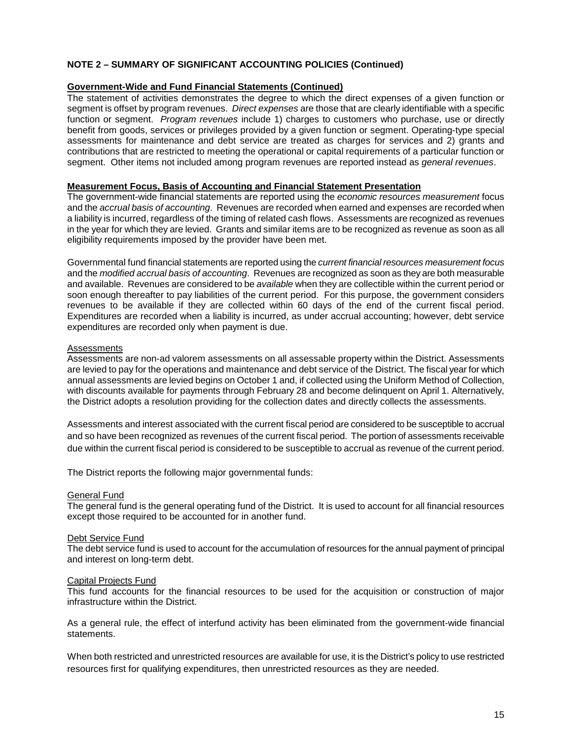**NOTE 2 – SUMMARY OF SIGNIFICANT ACCOUNTING POLICIES (Continued)**

**Government-Wide and Fund Financial Statements (Continued)**

The statement of activities demonstrates the degree to which the direct expenses of a given function or segment is offset by program revenues. *Direct expenses* are those that are clearly identifiable with a specific function or segment. *Program revenues* include 1) charges to customers who purchase, use or directly benefit from goods, services or privileges provided by a given function or segment. Operating-type special assessments for maintenance and debt service are treated as charges for services and 2) grants and contributions that are restricted to meeting the operational or capital requirements of a particular function or segment. Other items not included among program revenues are reported instead as *general revenues*.

**Measurement Focus, Basis of Accounting and Financial Statement Presentation**

The government-wide financial statements are reported using the *economic resources measurement* focus and the *accrual basis of accounting*. Revenues are recorded when earned and expenses are recorded when a liability is incurred, regardless of the timing of related cash flows. Assessments are recognized as revenues in the year for which they are levied. Grants and similar items are to be recognized as revenue as soon as all eligibility requirements imposed by the provider have been met.

Governmental fund financial statements are reported using the *current financial resources measurement focus* and the *modified accrual basis of accounting*. Revenues are recognized as soon as they are both measurable and available. Revenues are considered to be *available* when they are collectible within the current period or soon enough thereafter to pay liabilities of the current period. For this purpose, the government considers revenues to be available if they are collected within 60 days of the end of the current fiscal period. Expenditures are recorded when a liability is incurred, as under accrual accounting; however, debt service expenditures are recorded only when payment is due.

Assessments

Assessments are non-ad valorem assessments on all assessable property within the District. Assessments are levied to pay for the operations and maintenance and debt service of the District. The fiscal year for which annual assessments are levied begins on October 1 and, if collected using the Uniform Method of Collection, with discounts available for payments through February 28 and become delinquent on April 1. Alternatively, the District adopts a resolution providing for the collection dates and directly collects the assessments.

Assessments and interest associated with the current fiscal period are considered to be susceptible to accrual and so have been recognized as revenues of the current fiscal period. The portion of assessments receivable due within the current fiscal period is considered to be susceptible to accrual as revenue of the current period.

The District reports the following major governmental funds:

General Fund

The general fund is the general operating fund of the District. It is used to account for all financial resources except those required to be accounted for in another fund.

Debt Service Fund

The debt service fund is used to account for the accumulation of resources for the annual payment of principal and interest on long-term debt.

Capital Projects Fund

This fund accounts for the financial resources to be used for the acquisition or construction of major infrastructure within the District.

As a general rule, the effect of interfund activity has been eliminated from the government-wide financial statements.

When both restricted and unrestricted resources are available for use, it is the District's policy to use restricted resources first for qualifying expenditures, then unrestricted resources as they are needed.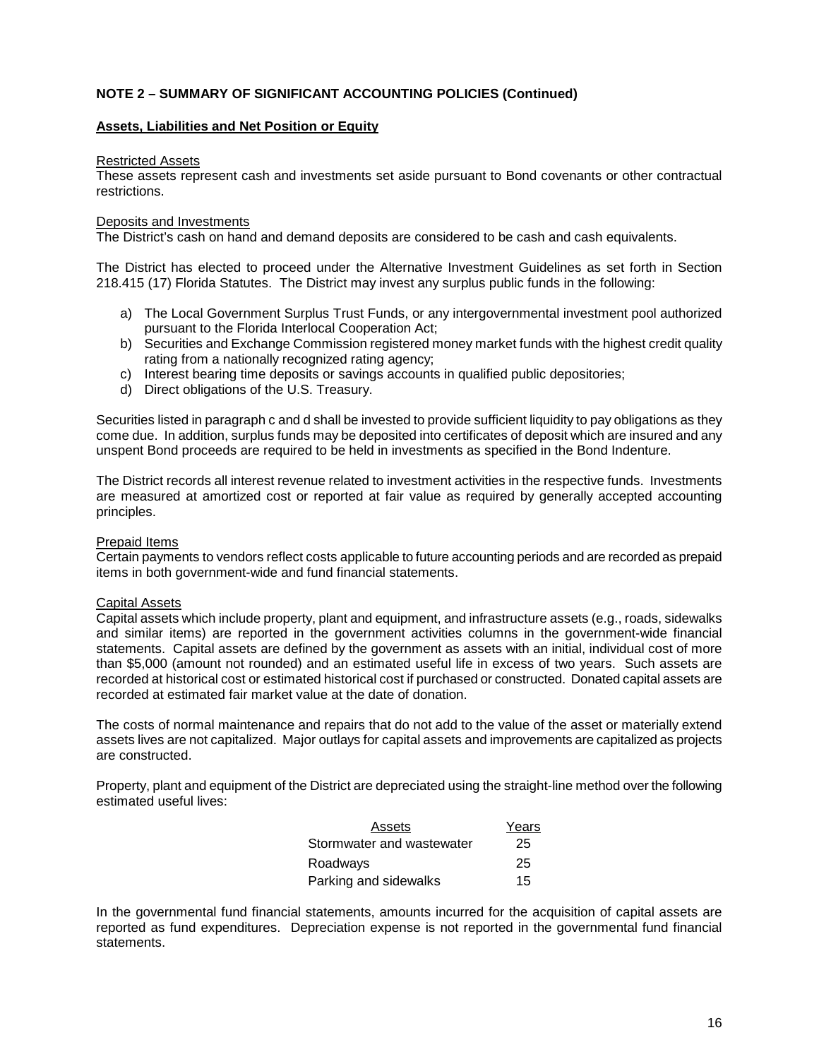## NOTE 2 – SUMMARY OF SIGNIFICANT ACCOUNTING POLICIES (Continued)

### Assets, Liabilities and Net Position or Equity

Restricted Assets

These assets represent cash and investments set aside pursuant to Bond covenants or other contractual restrictions.

Deposits and Investments

The District's cash on hand and demand deposits are considered to be cash and cash equivalents.

The District has elected to proceed under the Alternative Investment Guidelines as set forth in Section 218.415 (17) Florida Statutes. The District may invest any surplus public funds in the following:

a) The Local Government Surplus Trust Funds, or any intergovernmental investment pool authorized pursuant to the Florida Interlocal Cooperation Act;
b) Securities and Exchange Commission registered money market funds with the highest credit quality rating from a nationally recognized rating agency;
c) Interest bearing time deposits or savings accounts in qualified public depositories;
d) Direct obligations of the U.S. Treasury.

Securities listed in paragraph c and d shall be invested to provide sufficient liquidity to pay obligations as they come due. In addition, surplus funds may be deposited into certificates of deposit which are insured and any unspent Bond proceeds are required to be held in investments as specified in the Bond Indenture.

The District records all interest revenue related to investment activities in the respective funds. Investments are measured at amortized cost or reported at fair value as required by generally accepted accounting principles.

Prepaid Items

Certain payments to vendors reflect costs applicable to future accounting periods and are recorded as prepaid items in both government-wide and fund financial statements.

Capital Assets

Capital assets which include property, plant and equipment, and infrastructure assets (e.g., roads, sidewalks and similar items) are reported in the government activities columns in the government-wide financial statements. Capital assets are defined by the government as assets with an initial, individual cost of more than $5,000 (amount not rounded) and an estimated useful life in excess of two years. Such assets are recorded at historical cost or estimated historical cost if purchased or constructed. Donated capital assets are recorded at estimated fair market value at the date of donation.

The costs of normal maintenance and repairs that do not add to the value of the asset or materially extend assets lives are not capitalized. Major outlays for capital assets and improvements are capitalized as projects are constructed.

Property, plant and equipment of the District are depreciated using the straight-line method over the following estimated useful lives:

| Assets | Years |
|---|---|
| Stormwater and wastewater | 25 |
| Roadways | 25 |
| Parking and sidewalks | 15 |

In the governmental fund financial statements, amounts incurred for the acquisition of capital assets are reported as fund expenditures. Depreciation expense is not reported in the governmental fund financial statements.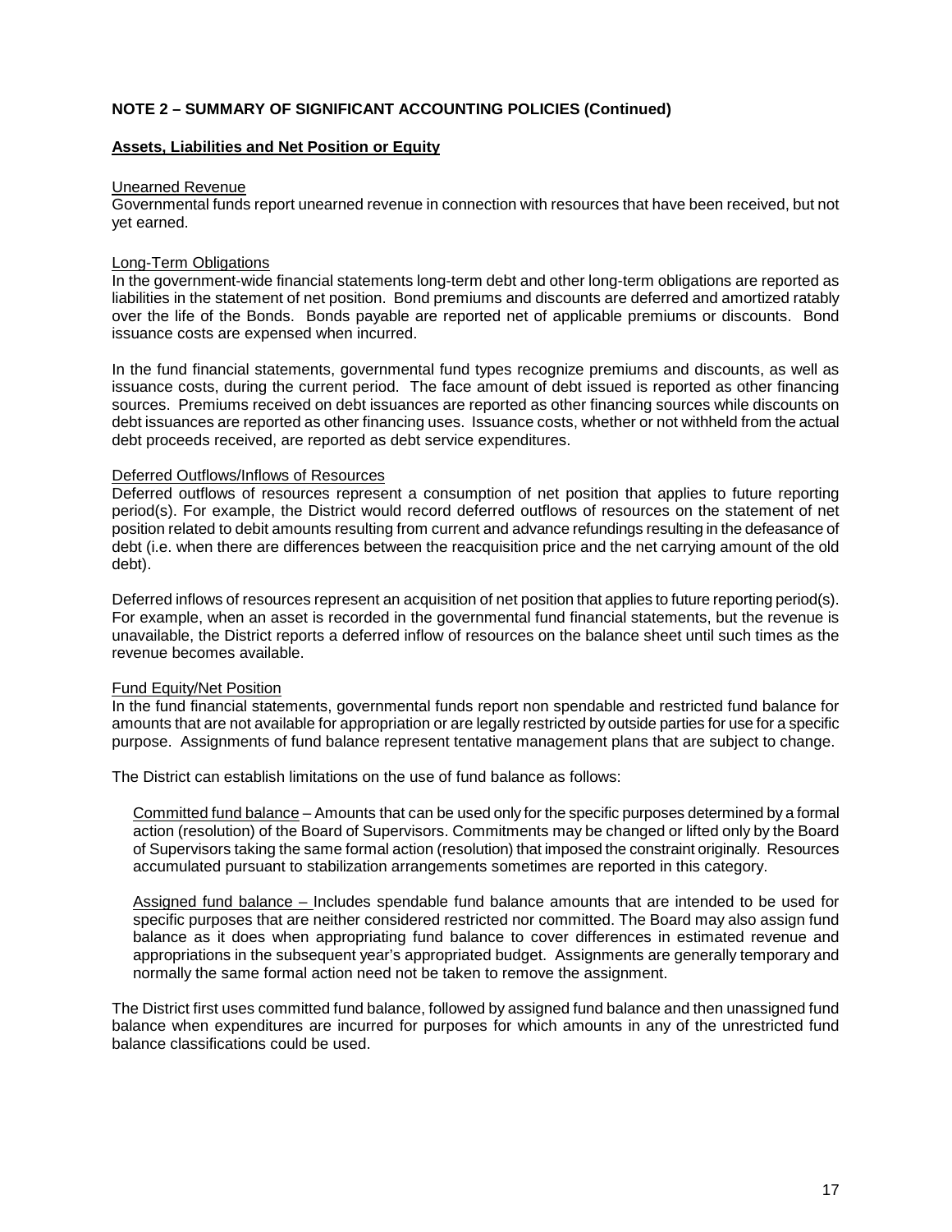**NOTE 2 – SUMMARY OF SIGNIFICANT ACCOUNTING POLICIES (Continued)**

**Assets, Liabilities and Net Position or Equity**

Unearned Revenue
Governmental funds report unearned revenue in connection with resources that have been received, but not yet earned.

Long-Term Obligations
In the government-wide financial statements long-term debt and other long-term obligations are reported as liabilities in the statement of net position. Bond premiums and discounts are deferred and amortized ratably over the life of the Bonds. Bonds payable are reported net of applicable premiums or discounts. Bond issuance costs are expensed when incurred.

In the fund financial statements, governmental fund types recognize premiums and discounts, as well as issuance costs, during the current period. The face amount of debt issued is reported as other financing sources. Premiums received on debt issuances are reported as other financing sources while discounts on debt issuances are reported as other financing uses. Issuance costs, whether or not withheld from the actual debt proceeds received, are reported as debt service expenditures.

Deferred Outflows/Inflows of Resources
Deferred outflows of resources represent a consumption of net position that applies to future reporting period(s). For example, the District would record deferred outflows of resources on the statement of net position related to debit amounts resulting from current and advance refundings resulting in the defeasance of debt (i.e. when there are differences between the reacquisition price and the net carrying amount of the old debt).

Deferred inflows of resources represent an acquisition of net position that applies to future reporting period(s). For example, when an asset is recorded in the governmental fund financial statements, but the revenue is unavailable, the District reports a deferred inflow of resources on the balance sheet until such times as the revenue becomes available.

Fund Equity/Net Position
In the fund financial statements, governmental funds report non spendable and restricted fund balance for amounts that are not available for appropriation or are legally restricted by outside parties for use for a specific purpose. Assignments of fund balance represent tentative management plans that are subject to change.

The District can establish limitations on the use of fund balance as follows:

Committed fund balance – Amounts that can be used only for the specific purposes determined by a formal action (resolution) of the Board of Supervisors. Commitments may be changed or lifted only by the Board of Supervisors taking the same formal action (resolution) that imposed the constraint originally. Resources accumulated pursuant to stabilization arrangements sometimes are reported in this category.

Assigned fund balance – Includes spendable fund balance amounts that are intended to be used for specific purposes that are neither considered restricted nor committed. The Board may also assign fund balance as it does when appropriating fund balance to cover differences in estimated revenue and appropriations in the subsequent year's appropriated budget. Assignments are generally temporary and normally the same formal action need not be taken to remove the assignment.

The District first uses committed fund balance, followed by assigned fund balance and then unassigned fund balance when expenditures are incurred for purposes for which amounts in any of the unrestricted fund balance classifications could be used.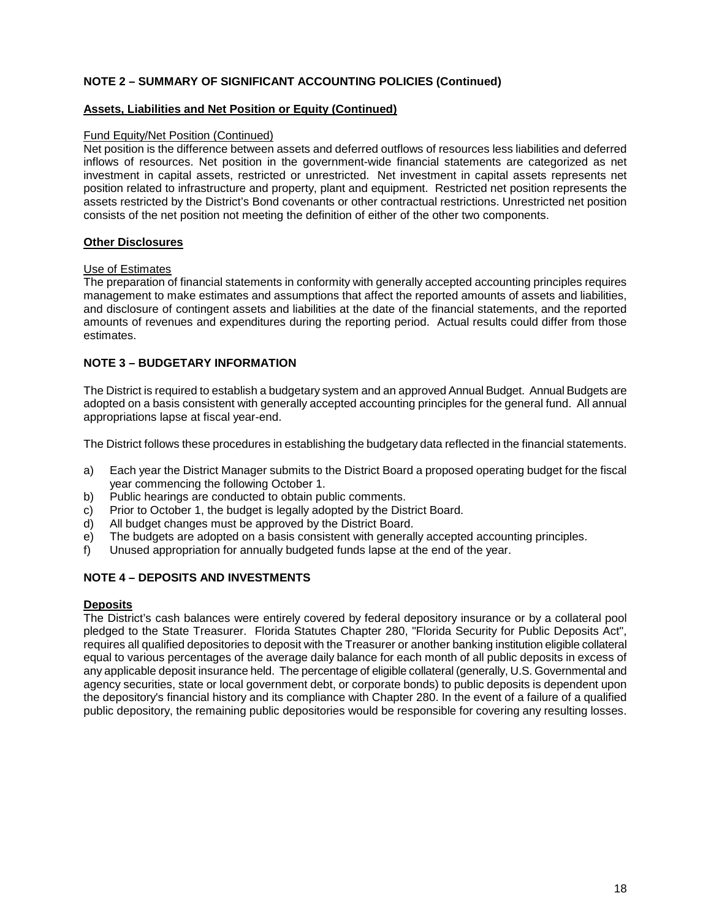## NOTE 2 – SUMMARY OF SIGNIFICANT ACCOUNTING POLICIES (Continued)

### Assets, Liabilities and Net Position or Equity (Continued)

Fund Equity/Net Position (Continued)

Net position is the difference between assets and deferred outflows of resources less liabilities and deferred inflows of resources. Net position in the government-wide financial statements are categorized as net investment in capital assets, restricted or unrestricted. Net investment in capital assets represents net position related to infrastructure and property, plant and equipment. Restricted net position represents the assets restricted by the District's Bond covenants or other contractual restrictions. Unrestricted net position consists of the net position not meeting the definition of either of the other two components.

### Other Disclosures

Use of Estimates

The preparation of financial statements in conformity with generally accepted accounting principles requires management to make estimates and assumptions that affect the reported amounts of assets and liabilities, and disclosure of contingent assets and liabilities at the date of the financial statements, and the reported amounts of revenues and expenditures during the reporting period. Actual results could differ from those estimates.

## NOTE 3 – BUDGETARY INFORMATION

The District is required to establish a budgetary system and an approved Annual Budget. Annual Budgets are adopted on a basis consistent with generally accepted accounting principles for the general fund. All annual appropriations lapse at fiscal year-end.

The District follows these procedures in establishing the budgetary data reflected in the financial statements.

a) Each year the District Manager submits to the District Board a proposed operating budget for the fiscal year commencing the following October 1.
b) Public hearings are conducted to obtain public comments.
c) Prior to October 1, the budget is legally adopted by the District Board.
d) All budget changes must be approved by the District Board.
e) The budgets are adopted on a basis consistent with generally accepted accounting principles.
f) Unused appropriation for annually budgeted funds lapse at the end of the year.

## NOTE 4 – DEPOSITS AND INVESTMENTS

### Deposits

The District's cash balances were entirely covered by federal depository insurance or by a collateral pool pledged to the State Treasurer. Florida Statutes Chapter 280, "Florida Security for Public Deposits Act", requires all qualified depositories to deposit with the Treasurer or another banking institution eligible collateral equal to various percentages of the average daily balance for each month of all public deposits in excess of any applicable deposit insurance held. The percentage of eligible collateral (generally, U.S. Governmental and agency securities, state or local government debt, or corporate bonds) to public deposits is dependent upon the depository's financial history and its compliance with Chapter 280. In the event of a failure of a qualified public depository, the remaining public depositories would be responsible for covering any resulting losses.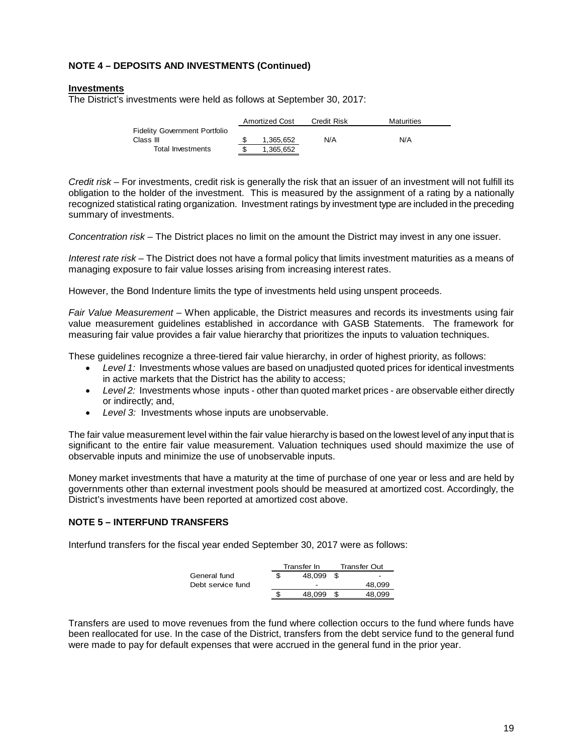**NOTE 4 – DEPOSITS AND INVESTMENTS (Continued)**

**Investments**

The District's investments were held as follows at September 30, 2017:

| | Amortized Cost | Credit Risk | Maturities |
|---|---|---|---|
| Fidelity Government Portfolio Class III | $ 1,365,652 | N/A | N/A |
| Total Investments | $ 1,365,652 | | |

*Credit risk* – For investments, credit risk is generally the risk that an issuer of an investment will not fulfill its obligation to the holder of the investment. This is measured by the assignment of a rating by a nationally recognized statistical rating organization. Investment ratings by investment type are included in the preceding summary of investments.

*Concentration risk* – The District places no limit on the amount the District may invest in any one issuer.

*Interest rate risk* – The District does not have a formal policy that limits investment maturities as a means of managing exposure to fair value losses arising from increasing interest rates.

However, the Bond Indenture limits the type of investments held using unspent proceeds.

*Fair Value Measurement* – When applicable, the District measures and records its investments using fair value measurement guidelines established in accordance with GASB Statements. The framework for measuring fair value provides a fair value hierarchy that prioritizes the inputs to valuation techniques.

These guidelines recognize a three-tiered fair value hierarchy, in order of highest priority, as follows:

- *Level 1:* Investments whose values are based on unadjusted quoted prices for identical investments in active markets that the District has the ability to access;
- *Level 2:* Investments whose inputs - other than quoted market prices - are observable either directly or indirectly; and,
- *Level 3:* Investments whose inputs are unobservable.

The fair value measurement level within the fair value hierarchy is based on the lowest level of any input that is significant to the entire fair value measurement. Valuation techniques used should maximize the use of observable inputs and minimize the use of unobservable inputs.

Money market investments that have a maturity at the time of purchase of one year or less and are held by governments other than external investment pools should be measured at amortized cost. Accordingly, the District's investments have been reported at amortized cost above.

**NOTE 5 – INTERFUND TRANSFERS**

Interfund transfers for the fiscal year ended September 30, 2017 were as follows:

| | Transfer In | Transfer Out |
|---|---|---|
| General fund | $ 48,099 | $ - |
| Debt service fund | - | 48,099 |
| | $ 48,099 | $ 48,099 |

Transfers are used to move revenues from the fund where collection occurs to the fund where funds have been reallocated for use. In the case of the District, transfers from the debt service fund to the general fund were made to pay for default expenses that were accrued in the general fund in the prior year.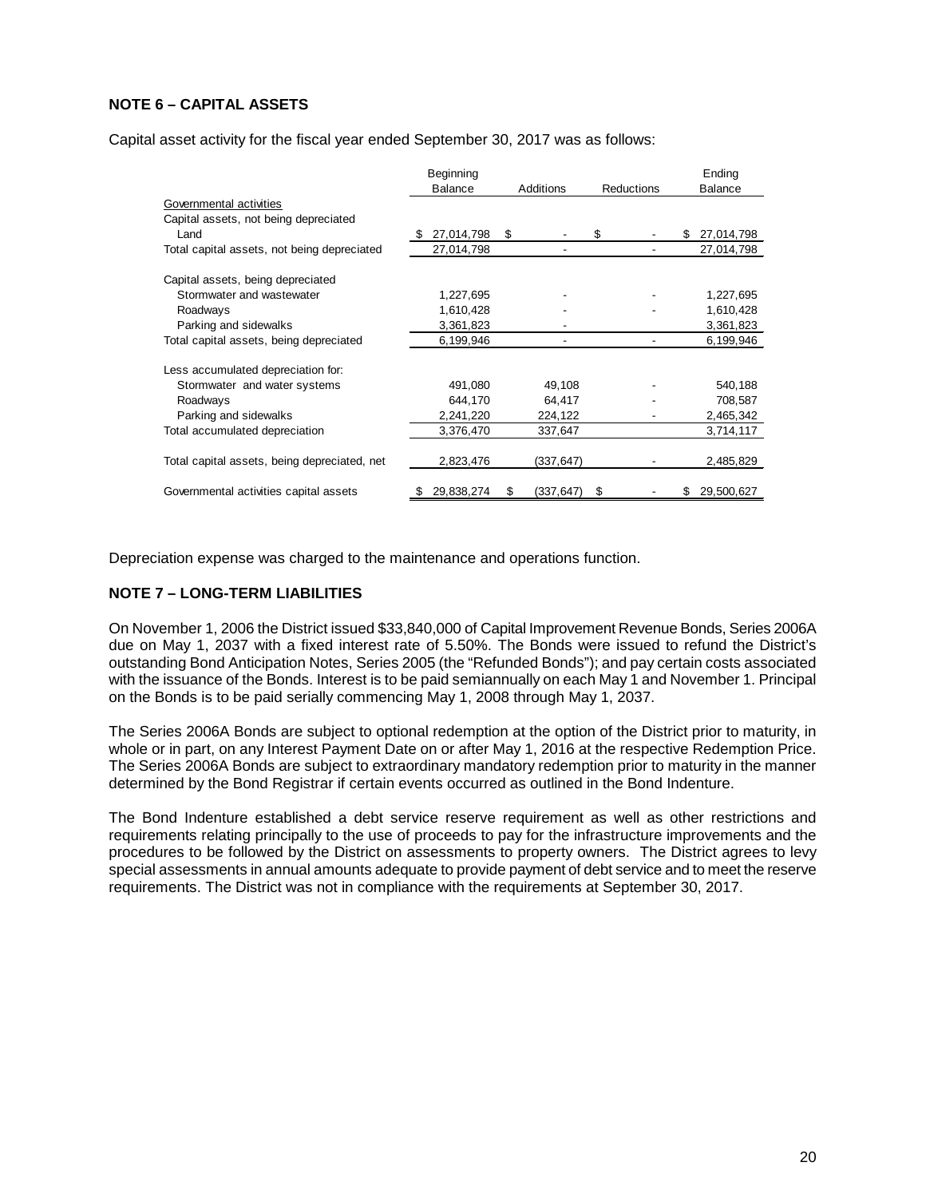**NOTE 6 – CAPITAL ASSETS**

Capital asset activity for the fiscal year ended September 30, 2017 was as follows:

| | Beginning Balance | Additions | Reductions | Ending Balance |
|---|---|---|---|---|
| Governmental activities | | | | |
| Capital assets, not being depreciated | | | | |
| Land | $ 27,014,798 | $ - | $ - | $ 27,014,798 |
| Total capital assets, not being depreciated | 27,014,798 | - | - | 27,014,798 |
| | | | | |
| Capital assets, being depreciated | | | | |
| Stormwater and wastewater | 1,227,695 | - | - | 1,227,695 |
| Roadways | 1,610,428 | - | - | 1,610,428 |
| Parking and sidewalks | 3,361,823 | - | | 3,361,823 |
| Total capital assets, being depreciated | 6,199,946 | - | - | 6,199,946 |
| | | | | |
| Less accumulated depreciation for: | | | | |
| Stormwater and water systems | 491,080 | 49,108 | - | 540,188 |
| Roadways | 644,170 | 64,417 | - | 708,587 |
| Parking and sidewalks | 2,241,220 | 224,122 | - | 2,465,342 |
| Total accumulated depreciation | 3,376,470 | 337,647 | | 3,714,117 |
| | | | | |
| Total capital assets, being depreciated, net | 2,823,476 | (337,647) | - | 2,485,829 |
| | | | | |
| Governmental activities capital assets | $ 29,838,274 | $ (337,647) | $ - | $ 29,500,627 |

Depreciation expense was charged to the maintenance and operations function.

**NOTE 7 – LONG-TERM LIABILITIES**

On November 1, 2006 the District issued $33,840,000 of Capital Improvement Revenue Bonds, Series 2006A due on May 1, 2037 with a fixed interest rate of 5.50%. The Bonds were issued to refund the District's outstanding Bond Anticipation Notes, Series 2005 (the "Refunded Bonds"); and pay certain costs associated with the issuance of the Bonds. Interest is to be paid semiannually on each May 1 and November 1. Principal on the Bonds is to be paid serially commencing May 1, 2008 through May 1, 2037.

The Series 2006A Bonds are subject to optional redemption at the option of the District prior to maturity, in whole or in part, on any Interest Payment Date on or after May 1, 2016 at the respective Redemption Price. The Series 2006A Bonds are subject to extraordinary mandatory redemption prior to maturity in the manner determined by the Bond Registrar if certain events occurred as outlined in the Bond Indenture.

The Bond Indenture established a debt service reserve requirement as well as other restrictions and requirements relating principally to the use of proceeds to pay for the infrastructure improvements and the procedures to be followed by the District on assessments to property owners. The District agrees to levy special assessments in annual amounts adequate to provide payment of debt service and to meet the reserve requirements. The District was not in compliance with the requirements at September 30, 2017.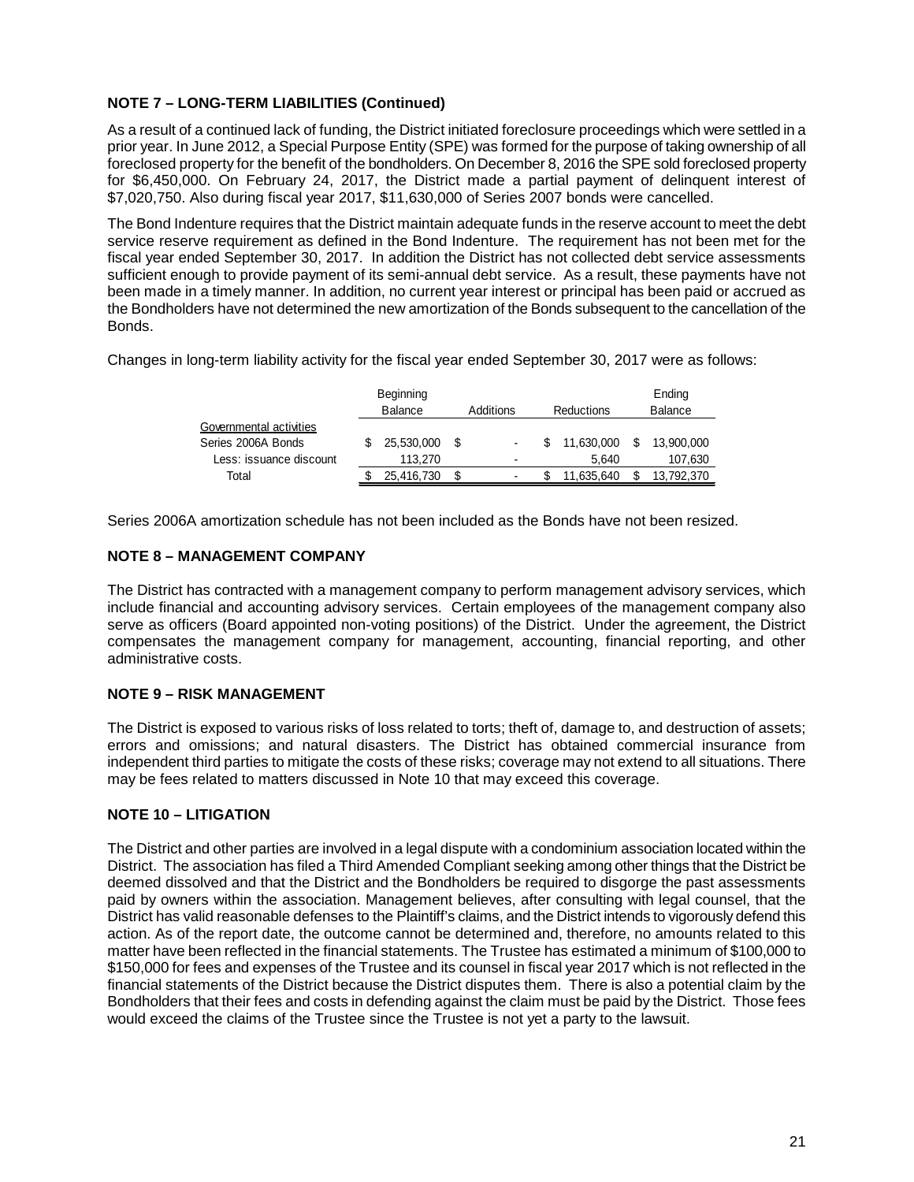### NOTE 7 – LONG-TERM LIABILITIES (Continued)

As a result of a continued lack of funding, the District initiated foreclosure proceedings which were settled in a prior year. In June 2012, a Special Purpose Entity (SPE) was formed for the purpose of taking ownership of all foreclosed property for the benefit of the bondholders. On December 8, 2016 the SPE sold foreclosed property for $6,450,000. On February 24, 2017, the District made a partial payment of delinquent interest of $7,020,750. Also during fiscal year 2017, $11,630,000 of Series 2007 bonds were cancelled.

The Bond Indenture requires that the District maintain adequate funds in the reserve account to meet the debt service reserve requirement as defined in the Bond Indenture. The requirement has not been met for the fiscal year ended September 30, 2017. In addition the District has not collected debt service assessments sufficient enough to provide payment of its semi-annual debt service. As a result, these payments have not been made in a timely manner. In addition, no current year interest or principal has been paid or accrued as the Bondholders have not determined the new amortization of the Bonds subsequent to the cancellation of the Bonds.

Changes in long-term liability activity for the fiscal year ended September 30, 2017 were as follows:

| | Beginning Balance | Additions | Reductions | Ending Balance |
|---|---|---|---|---|
| Governmental activities | | | | |
| Series 2006A Bonds | $ 25,530,000 | $ - | $ 11,630,000 | $ 13,900,000 |
| Less: issuance discount | 113,270 | - | 5,640 | 107,630 |
| Total | $ 25,416,730 | $ - | $ 11,635,640 | $ 13,792,370 |

Series 2006A amortization schedule has not been included as the Bonds have not been resized.

### NOTE 8 – MANAGEMENT COMPANY

The District has contracted with a management company to perform management advisory services, which include financial and accounting advisory services. Certain employees of the management company also serve as officers (Board appointed non-voting positions) of the District. Under the agreement, the District compensates the management company for management, accounting, financial reporting, and other administrative costs.

### NOTE 9 – RISK MANAGEMENT

The District is exposed to various risks of loss related to torts; theft of, damage to, and destruction of assets; errors and omissions; and natural disasters. The District has obtained commercial insurance from independent third parties to mitigate the costs of these risks; coverage may not extend to all situations. There may be fees related to matters discussed in Note 10 that may exceed this coverage.

### NOTE 10 – LITIGATION

The District and other parties are involved in a legal dispute with a condominium association located within the District. The association has filed a Third Amended Compliant seeking among other things that the District be deemed dissolved and that the District and the Bondholders be required to disgorge the past assessments paid by owners within the association. Management believes, after consulting with legal counsel, that the District has valid reasonable defenses to the Plaintiff's claims, and the District intends to vigorously defend this action. As of the report date, the outcome cannot be determined and, therefore, no amounts related to this matter have been reflected in the financial statements. The Trustee has estimated a minimum of $100,000 to $150,000 for fees and expenses of the Trustee and its counsel in fiscal year 2017 which is not reflected in the financial statements of the District because the District disputes them. There is also a potential claim by the Bondholders that their fees and costs in defending against the claim must be paid by the District. Those fees would exceed the claims of the Trustee since the Trustee is not yet a party to the lawsuit.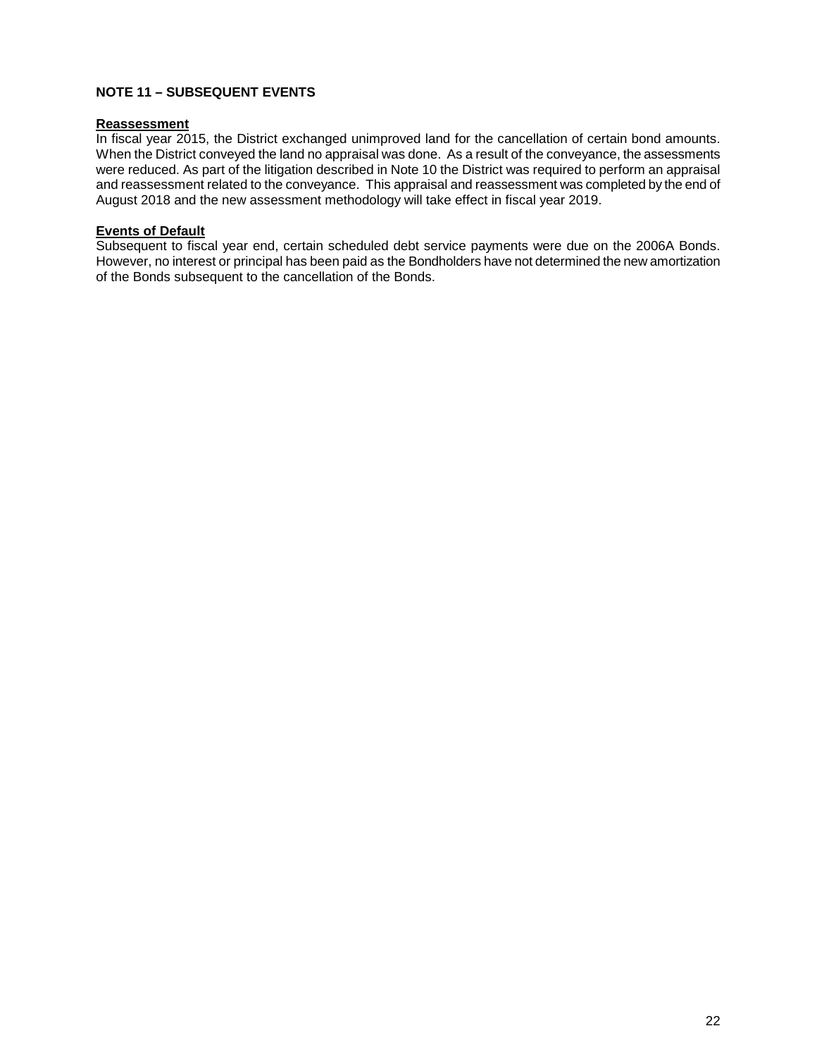## NOTE 11 – SUBSEQUENT EVENTS

**Reassessment**

In fiscal year 2015, the District exchanged unimproved land for the cancellation of certain bond amounts. When the District conveyed the land no appraisal was done. As a result of the conveyance, the assessments were reduced. As part of the litigation described in Note 10 the District was required to perform an appraisal and reassessment related to the conveyance. This appraisal and reassessment was completed by the end of August 2018 and the new assessment methodology will take effect in fiscal year 2019.

**Events of Default**

Subsequent to fiscal year end, certain scheduled debt service payments were due on the 2006A Bonds. However, no interest or principal has been paid as the Bondholders have not determined the new amortization of the Bonds subsequent to the cancellation of the Bonds.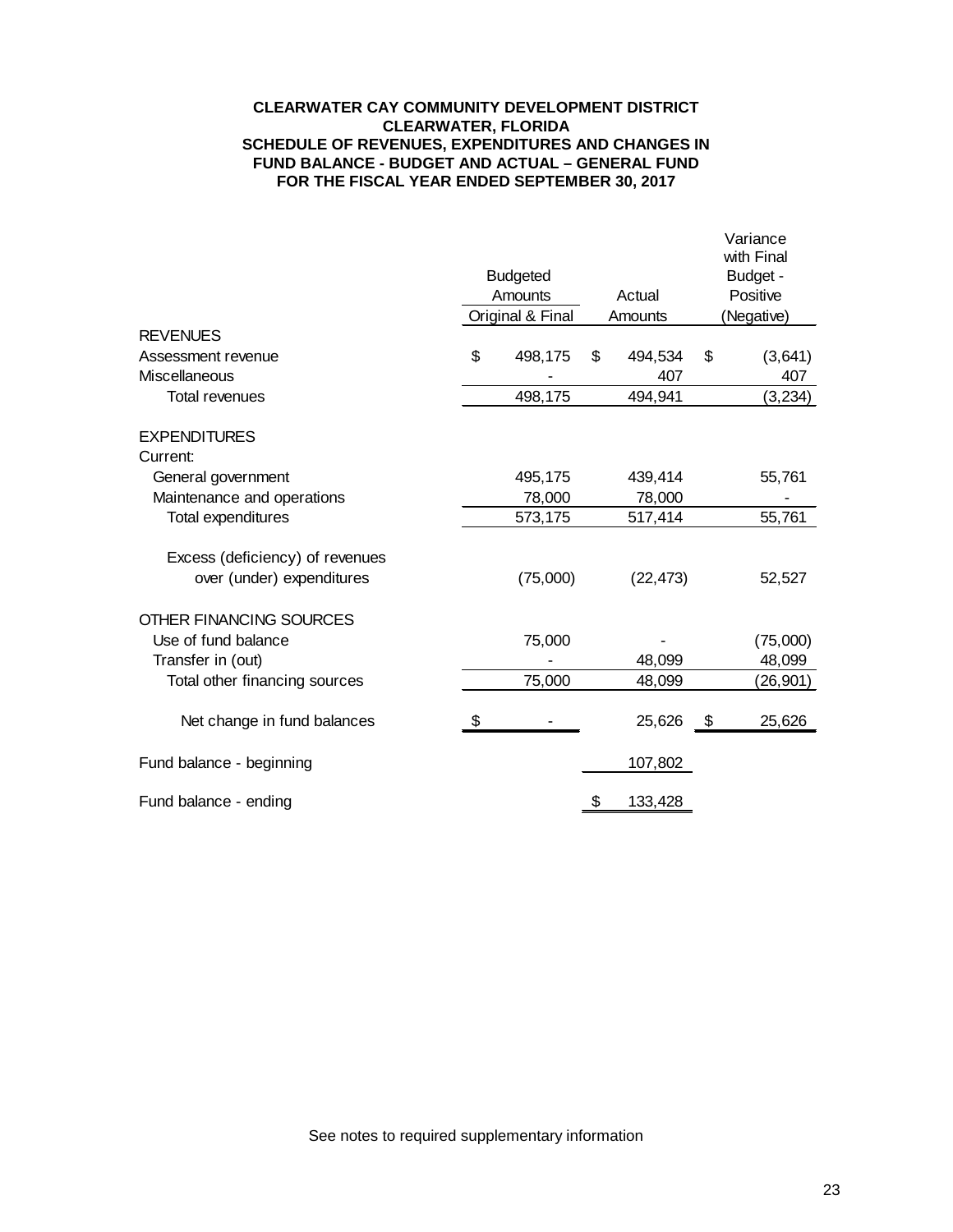**CLEARWATER CAY COMMUNITY DEVELOPMENT DISTRICT**
**CLEARWATER, FLORIDA**
**SCHEDULE OF REVENUES, EXPENDITURES AND CHANGES IN FUND BALANCE - BUDGET AND ACTUAL – GENERAL FUND**
**FOR THE FISCAL YEAR ENDED SEPTEMBER 30, 2017**

| | Budgeted Amounts Original & Final | Actual Amounts | Variance with Final Budget - Positive (Negative) |
|---|---|---|---|
| REVENUES | | | |
| Assessment revenue | $ 498,175 | $ 494,534 | $ (3,641) |
| Miscellaneous | - | 407 | 407 |
| Total revenues | 498,175 | 494,941 | (3,234) |
| EXPENDITURES | | | |
| Current: | | | |
| General government | 495,175 | 439,414 | 55,761 |
| Maintenance and operations | 78,000 | 78,000 | - |
| Total expenditures | 573,175 | 517,414 | 55,761 |
| Excess (deficiency) of revenues over (under) expenditures | (75,000) | (22,473) | 52,527 |
| OTHER FINANCING SOURCES | | | |
| Use of fund balance | 75,000 | - | (75,000) |
| Transfer in (out) | - | 48,099 | 48,099 |
| Total other financing sources | 75,000 | 48,099 | (26,901) |
| Net change in fund balances | $ - | 25,626 | $ 25,626 |
| Fund balance - beginning | | 107,802 | |
| Fund balance - ending | | $ 133,428 | |

See notes to required supplementary information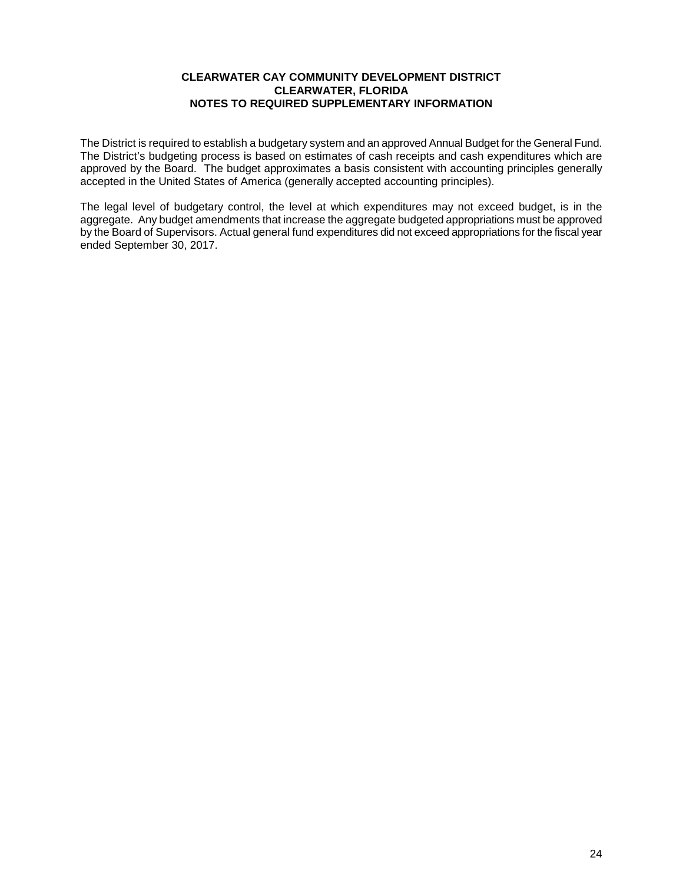**CLEARWATER CAY COMMUNITY DEVELOPMENT DISTRICT**
**CLEARWATER, FLORIDA**
**NOTES TO REQUIRED SUPPLEMENTARY INFORMATION**

The District is required to establish a budgetary system and an approved Annual Budget for the General Fund. The District's budgeting process is based on estimates of cash receipts and cash expenditures which are approved by the Board. The budget approximates a basis consistent with accounting principles generally accepted in the United States of America (generally accepted accounting principles).

The legal level of budgetary control, the level at which expenditures may not exceed budget, is in the aggregate. Any budget amendments that increase the aggregate budgeted appropriations must be approved by the Board of Supervisors. Actual general fund expenditures did not exceed appropriations for the fiscal year ended September 30, 2017.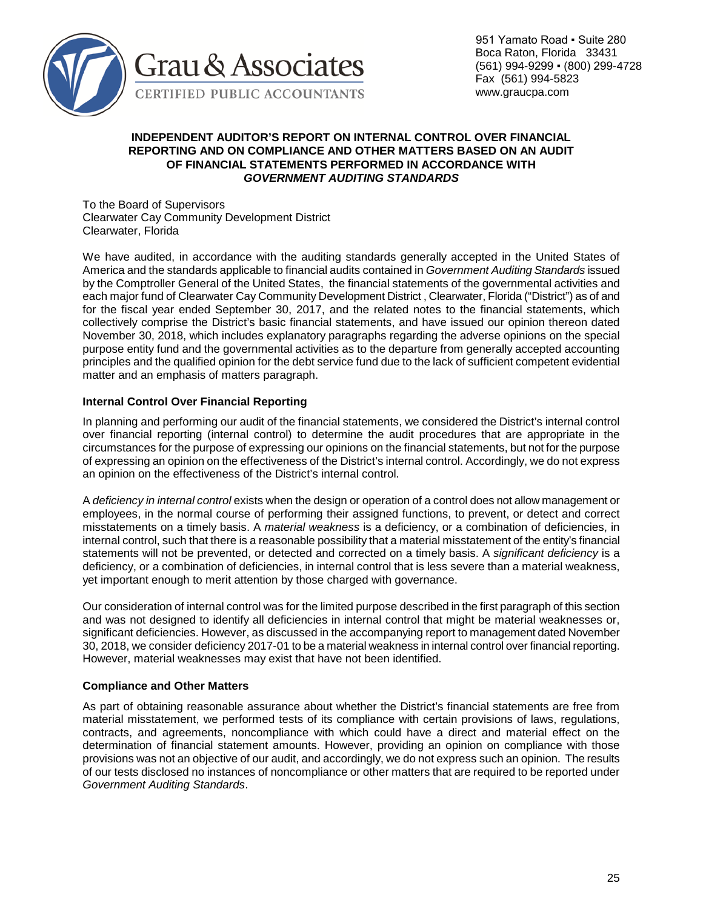Grau & Associates

CERTIFIED PUBLIC ACCOUNTANTS

951 Yamato Road ▪ Suite 280
Boca Raton, Florida 33431
(561) 994-9299 ▪ (800) 299-4728
Fax (561) 994-5823
www.graucpa.com

# INDEPENDENT AUDITOR'S REPORT ON INTERNAL CONTROL OVER FINANCIAL REPORTING AND ON COMPLIANCE AND OTHER MATTERS BASED ON AN AUDIT OF FINANCIAL STATEMENTS PERFORMED IN ACCORDANCE WITH *GOVERNMENT AUDITING STANDARDS*

To the Board of Supervisors
Clearwater Cay Community Development District
Clearwater, Florida

We have audited, in accordance with the auditing standards generally accepted in the United States of America and the standards applicable to financial audits contained in *Government Auditing Standards* issued by the Comptroller General of the United States, the financial statements of the governmental activities and each major fund of Clearwater Cay Community Development District , Clearwater, Florida ("District") as of and for the fiscal year ended September 30, 2017, and the related notes to the financial statements, which collectively comprise the District's basic financial statements, and have issued our opinion thereon dated November 30, 2018, which includes explanatory paragraphs regarding the adverse opinions on the special purpose entity fund and the governmental activities as to the departure from generally accepted accounting principles and the qualified opinion for the debt service fund due to the lack of sufficient competent evidential matter and an emphasis of matters paragraph.

## Internal Control Over Financial Reporting

In planning and performing our audit of the financial statements, we considered the District's internal control over financial reporting (internal control) to determine the audit procedures that are appropriate in the circumstances for the purpose of expressing our opinions on the financial statements, but not for the purpose of expressing an opinion on the effectiveness of the District's internal control. Accordingly, we do not express an opinion on the effectiveness of the District's internal control.

A *deficiency in internal control* exists when the design or operation of a control does not allow management or employees, in the normal course of performing their assigned functions, to prevent, or detect and correct misstatements on a timely basis. A *material weakness* is a deficiency, or a combination of deficiencies, in internal control, such that there is a reasonable possibility that a material misstatement of the entity's financial statements will not be prevented, or detected and corrected on a timely basis. A *significant deficiency* is a deficiency, or a combination of deficiencies, in internal control that is less severe than a material weakness, yet important enough to merit attention by those charged with governance.

Our consideration of internal control was for the limited purpose described in the first paragraph of this section and was not designed to identify all deficiencies in internal control that might be material weaknesses or, significant deficiencies. However, as discussed in the accompanying report to management dated November 30, 2018, we consider deficiency 2017-01 to be a material weakness in internal control over financial reporting. However, material weaknesses may exist that have not been identified.

## Compliance and Other Matters

As part of obtaining reasonable assurance about whether the District's financial statements are free from material misstatement, we performed tests of its compliance with certain provisions of laws, regulations, contracts, and agreements, noncompliance with which could have a direct and material effect on the determination of financial statement amounts. However, providing an opinion on compliance with those provisions was not an objective of our audit, and accordingly, we do not express such an opinion. The results of our tests disclosed no instances of noncompliance or other matters that are required to be reported under *Government Auditing Standards*.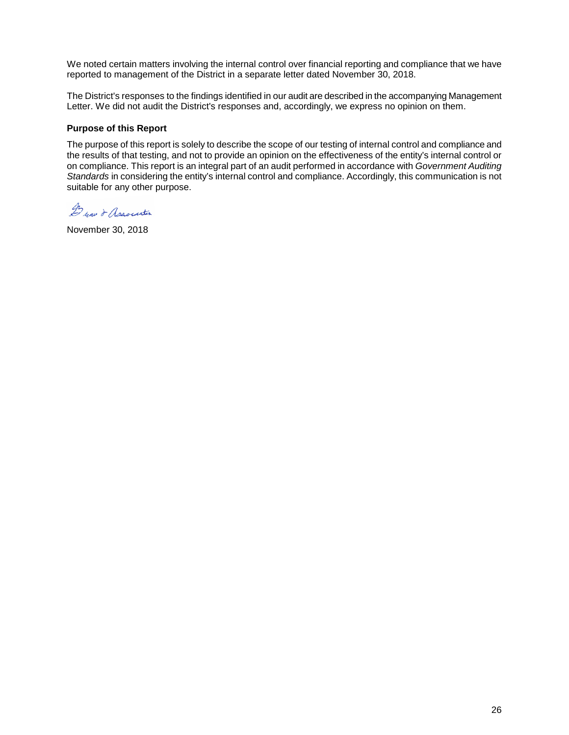We noted certain matters involving the internal control over financial reporting and compliance that we have reported to management of the District in a separate letter dated November 30, 2018.

The District's responses to the findings identified in our audit are described in the accompanying Management Letter. We did not audit the District's responses and, accordingly, we express no opinion on them.

**Purpose of this Report**

The purpose of this report is solely to describe the scope of our testing of internal control and compliance and the results of that testing, and not to provide an opinion on the effectiveness of the entity's internal control or on compliance. This report is an integral part of an audit performed in accordance with *Government Auditing Standards* in considering the entity's internal control and compliance. Accordingly, this communication is not suitable for any other purpose.

Brav & Associates

November 30, 2018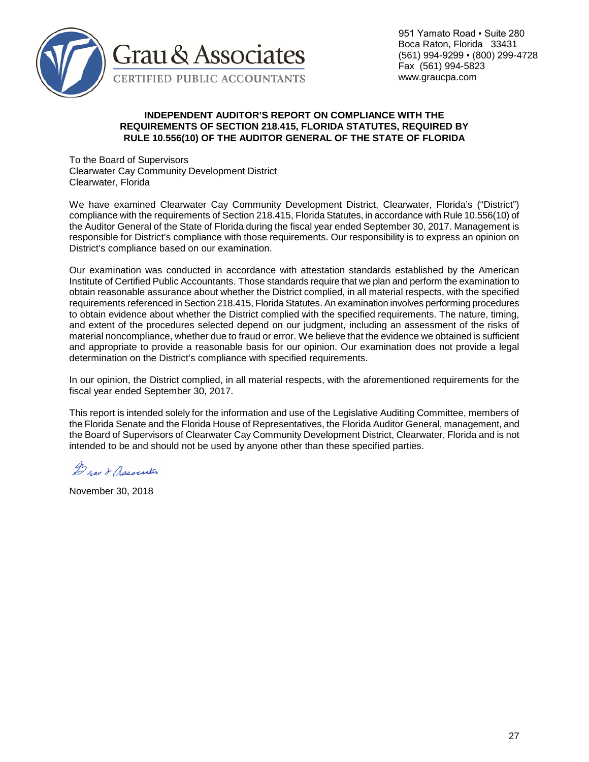Grau & Associates

CERTIFIED PUBLIC ACCOUNTANTS

951 Yamato Road ▪ Suite 280
Boca Raton, Florida 33431
(561) 994-9299 ▪ (800) 299-4728
Fax (561) 994-5823
www.graucpa.com

**INDEPENDENT AUDITOR'S REPORT ON COMPLIANCE WITH THE REQUIREMENTS OF SECTION 218.415, FLORIDA STATUTES, REQUIRED BY RULE 10.556(10) OF THE AUDITOR GENERAL OF THE STATE OF FLORIDA**

To the Board of Supervisors
Clearwater Cay Community Development District
Clearwater, Florida

We have examined Clearwater Cay Community Development District, Clearwater, Florida's ("District") compliance with the requirements of Section 218.415, Florida Statutes, in accordance with Rule 10.556(10) of the Auditor General of the State of Florida during the fiscal year ended September 30, 2017. Management is responsible for District's compliance with those requirements. Our responsibility is to express an opinion on District's compliance based on our examination.

Our examination was conducted in accordance with attestation standards established by the American Institute of Certified Public Accountants. Those standards require that we plan and perform the examination to obtain reasonable assurance about whether the District complied, in all material respects, with the specified requirements referenced in Section 218.415, Florida Statutes. An examination involves performing procedures to obtain evidence about whether the District complied with the specified requirements. The nature, timing, and extent of the procedures selected depend on our judgment, including an assessment of the risks of material noncompliance, whether due to fraud or error. We believe that the evidence we obtained is sufficient and appropriate to provide a reasonable basis for our opinion. Our examination does not provide a legal determination on the District's compliance with specified requirements.

In our opinion, the District complied, in all material respects, with the aforementioned requirements for the fiscal year ended September 30, 2017.

This report is intended solely for the information and use of the Legislative Auditing Committee, members of the Florida Senate and the Florida House of Representatives, the Florida Auditor General, management, and the Board of Supervisors of Clearwater Cay Community Development District, Clearwater, Florida and is not intended to be and should not be used by anyone other than these specified parties.

Grau & Associates

November 30, 2018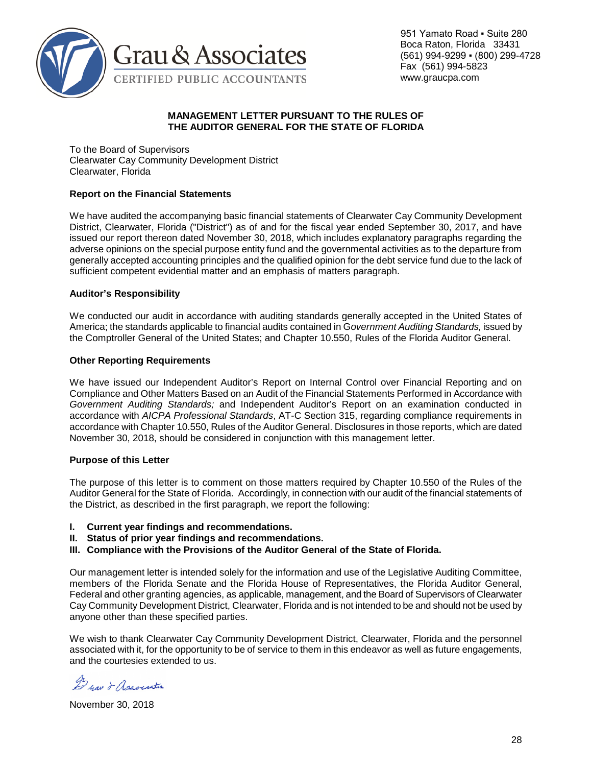Grau & Associates
CERTIFIED PUBLIC ACCOUNTANTS

951 Yamato Road ▪ Suite 280
Boca Raton, Florida 33431
(561) 994-9299 ▪ (800) 299-4728
Fax (561) 994-5823
www.graucpa.com

# MANAGEMENT LETTER PURSUANT TO THE RULES OF THE AUDITOR GENERAL FOR THE STATE OF FLORIDA

To the Board of Supervisors
Clearwater Cay Community Development District
Clearwater, Florida

## Report on the Financial Statements

We have audited the accompanying basic financial statements of Clearwater Cay Community Development District, Clearwater, Florida ("District") as of and for the fiscal year ended September 30, 2017, and have issued our report thereon dated November 30, 2018, which includes explanatory paragraphs regarding the adverse opinions on the special purpose entity fund and the governmental activities as to the departure from generally accepted accounting principles and the qualified opinion for the debt service fund due to the lack of sufficient competent evidential matter and an emphasis of matters paragraph.

## Auditor's Responsibility

We conducted our audit in accordance with auditing standards generally accepted in the United States of America; the standards applicable to financial audits contained in *Government Auditing Standards,* issued by the Comptroller General of the United States; and Chapter 10.550, Rules of the Florida Auditor General.

## Other Reporting Requirements

We have issued our Independent Auditor's Report on Internal Control over Financial Reporting and on Compliance and Other Matters Based on an Audit of the Financial Statements Performed in Accordance with *Government Auditing Standards;* and Independent Auditor's Report on an examination conducted in accordance with *AICPA Professional Standards*, AT-C Section 315, regarding compliance requirements in accordance with Chapter 10.550, Rules of the Auditor General. Disclosures in those reports, which are dated November 30, 2018, should be considered in conjunction with this management letter.

## Purpose of this Letter

The purpose of this letter is to comment on those matters required by Chapter 10.550 of the Rules of the Auditor General for the State of Florida. Accordingly, in connection with our audit of the financial statements of the District, as described in the first paragraph, we report the following:

**I. Current year findings and recommendations.**
**II. Status of prior year findings and recommendations.**
**III. Compliance with the Provisions of the Auditor General of the State of Florida.**

Our management letter is intended solely for the information and use of the Legislative Auditing Committee, members of the Florida Senate and the Florida House of Representatives, the Florida Auditor General, Federal and other granting agencies, as applicable, management, and the Board of Supervisors of Clearwater Cay Community Development District, Clearwater, Florida and is not intended to be and should not be used by anyone other than these specified parties.

We wish to thank Clearwater Cay Community Development District, Clearwater, Florida and the personnel associated with it, for the opportunity to be of service to them in this endeavor as well as future engagements, and the courtesies extended to us.

Grau & Associates

November 30, 2018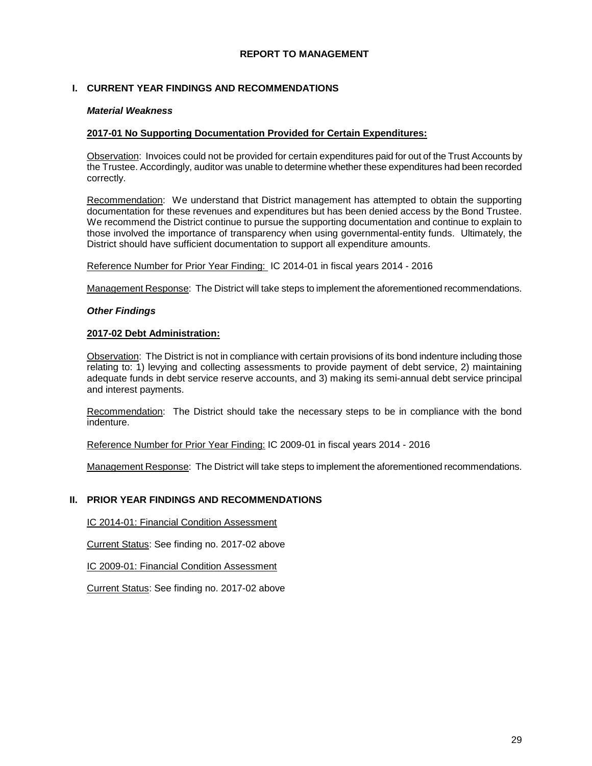# REPORT TO MANAGEMENT

## I. CURRENT YEAR FINDINGS AND RECOMMENDATIONS

***Material Weakness***

**2017-01 No Supporting Documentation Provided for Certain Expenditures:**

Observation: Invoices could not be provided for certain expenditures paid for out of the Trust Accounts by the Trustee. Accordingly, auditor was unable to determine whether these expenditures had been recorded correctly.

Recommendation: We understand that District management has attempted to obtain the supporting documentation for these revenues and expenditures but has been denied access by the Bond Trustee. We recommend the District continue to pursue the supporting documentation and continue to explain to those involved the importance of transparency when using governmental-entity funds. Ultimately, the District should have sufficient documentation to support all expenditure amounts.

Reference Number for Prior Year Finding: IC 2014-01 in fiscal years 2014 - 2016

Management Response: The District will take steps to implement the aforementioned recommendations.

***Other Findings***

**2017-02 Debt Administration:**

Observation: The District is not in compliance with certain provisions of its bond indenture including those relating to: 1) levying and collecting assessments to provide payment of debt service, 2) maintaining adequate funds in debt service reserve accounts, and 3) making its semi-annual debt service principal and interest payments.

Recommendation: The District should take the necessary steps to be in compliance with the bond indenture.

Reference Number for Prior Year Finding: IC 2009-01 in fiscal years 2014 - 2016

Management Response: The District will take steps to implement the aforementioned recommendations.

## II. PRIOR YEAR FINDINGS AND RECOMMENDATIONS

IC 2014-01: Financial Condition Assessment

Current Status: See finding no. 2017-02 above

IC 2009-01: Financial Condition Assessment

Current Status: See finding no. 2017-02 above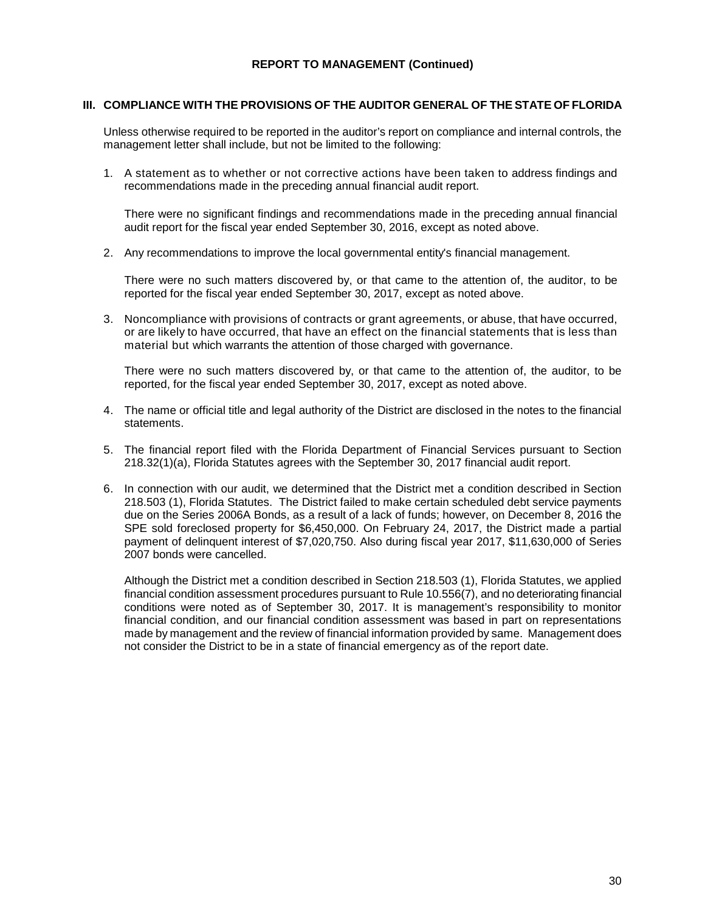**REPORT TO MANAGEMENT (Continued)**

## III. COMPLIANCE WITH THE PROVISIONS OF THE AUDITOR GENERAL OF THE STATE OF FLORIDA

Unless otherwise required to be reported in the auditor's report on compliance and internal controls, the management letter shall include, but not be limited to the following:

1. A statement as to whether or not corrective actions have been taken to address findings and recommendations made in the preceding annual financial audit report.

   There were no significant findings and recommendations made in the preceding annual financial audit report for the fiscal year ended September 30, 2016, except as noted above.

2. Any recommendations to improve the local governmental entity's financial management.

   There were no such matters discovered by, or that came to the attention of, the auditor, to be reported for the fiscal year ended September 30, 2017, except as noted above.

3. Noncompliance with provisions of contracts or grant agreements, or abuse, that have occurred, or are likely to have occurred, that have an effect on the financial statements that is less than material but which warrants the attention of those charged with governance.

   There were no such matters discovered by, or that came to the attention of, the auditor, to be reported, for the fiscal year ended September 30, 2017, except as noted above.

4. The name or official title and legal authority of the District are disclosed in the notes to the financial statements.

5. The financial report filed with the Florida Department of Financial Services pursuant to Section 218.32(1)(a), Florida Statutes agrees with the September 30, 2017 financial audit report.

6. In connection with our audit, we determined that the District met a condition described in Section 218.503 (1), Florida Statutes. The District failed to make certain scheduled debt service payments due on the Series 2006A Bonds, as a result of a lack of funds; however, on December 8, 2016 the SPE sold foreclosed property for $6,450,000. On February 24, 2017, the District made a partial payment of delinquent interest of $7,020,750. Also during fiscal year 2017, $11,630,000 of Series 2007 bonds were cancelled.

   Although the District met a condition described in Section 218.503 (1), Florida Statutes, we applied financial condition assessment procedures pursuant to Rule 10.556(7), and no deteriorating financial conditions were noted as of September 30, 2017. It is management's responsibility to monitor financial condition, and our financial condition assessment was based in part on representations made by management and the review of financial information provided by same. Management does not consider the District to be in a state of financial emergency as of the report date.